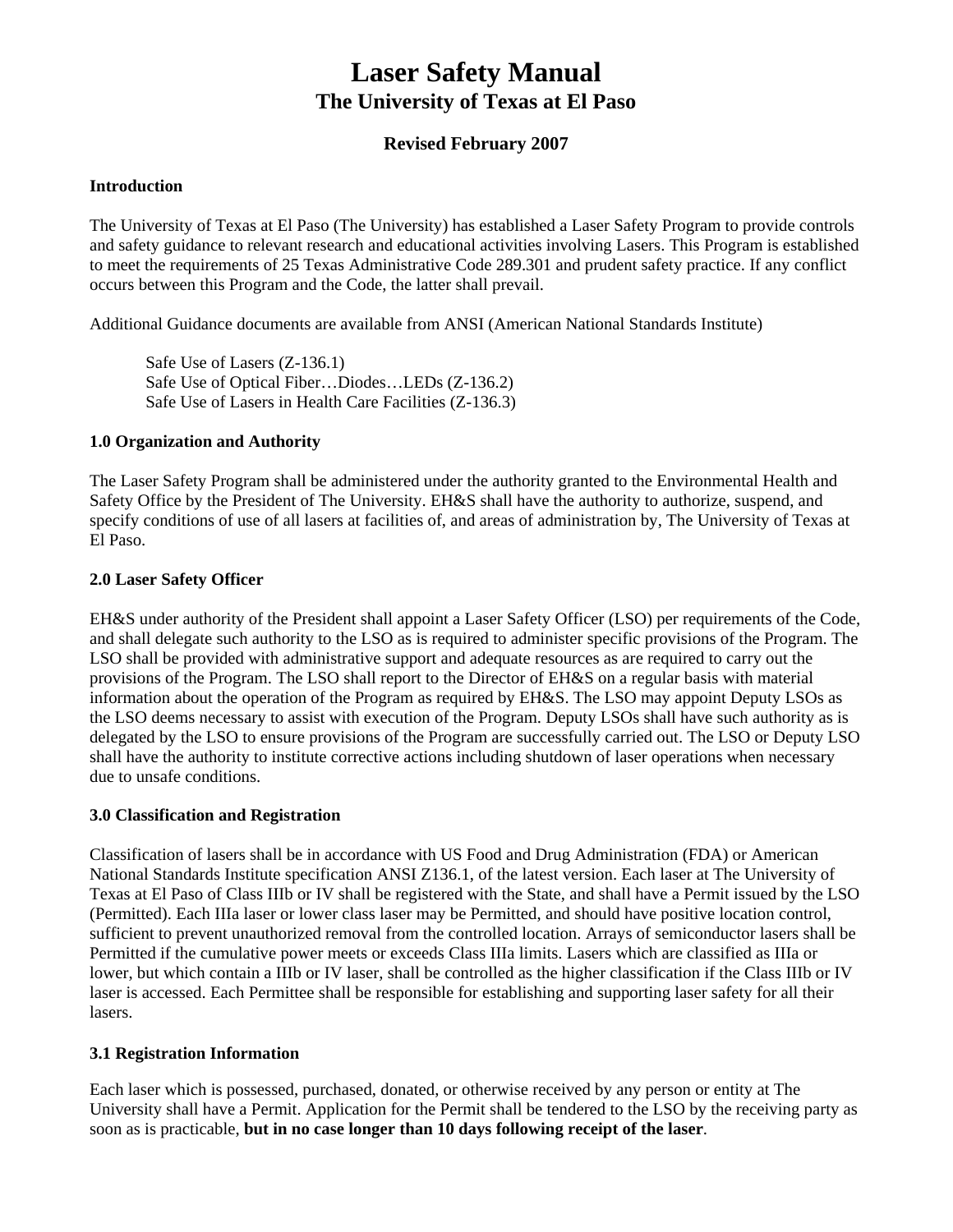# Laser Safety Manual
## The University of Texas at El Paso

### Revised February 2007

**Introduction**

The University of Texas at El Paso (The University) has established a Laser Safety Program to provide controls and safety guidance to relevant research and educational activities involving Lasers. This Program is established to meet the requirements of 25 Texas Administrative Code 289.301 and prudent safety practice. If any conflict occurs between this Program and the Code, the latter shall prevail.

Additional Guidance documents are available from ANSI (American National Standards Institute)

> Safe Use of Lasers (Z-136.1)
> Safe Use of Optical Fiber…Diodes…LEDs (Z-136.2)
> Safe Use of Lasers in Health Care Facilities (Z-136.3)

**1.0 Organization and Authority**

The Laser Safety Program shall be administered under the authority granted to the Environmental Health and Safety Office by the President of The University. EH&S shall have the authority to authorize, suspend, and specify conditions of use of all lasers at facilities of, and areas of administration by, The University of Texas at El Paso.

**2.0 Laser Safety Officer**

EH&S under authority of the President shall appoint a Laser Safety Officer (LSO) per requirements of the Code, and shall delegate such authority to the LSO as is required to administer specific provisions of the Program. The LSO shall be provided with administrative support and adequate resources as are required to carry out the provisions of the Program. The LSO shall report to the Director of EH&S on a regular basis with material information about the operation of the Program as required by EH&S. The LSO may appoint Deputy LSOs as the LSO deems necessary to assist with execution of the Program. Deputy LSOs shall have such authority as is delegated by the LSO to ensure provisions of the Program are successfully carried out. The LSO or Deputy LSO shall have the authority to institute corrective actions including shutdown of laser operations when necessary due to unsafe conditions.

**3.0 Classification and Registration**

Classification of lasers shall be in accordance with US Food and Drug Administration (FDA) or American National Standards Institute specification ANSI Z136.1, of the latest version. Each laser at The University of Texas at El Paso of Class IIIb or IV shall be registered with the State, and shall have a Permit issued by the LSO (Permitted). Each IIIa laser or lower class laser may be Permitted, and should have positive location control, sufficient to prevent unauthorized removal from the controlled location. Arrays of semiconductor lasers shall be Permitted if the cumulative power meets or exceeds Class IIIa limits. Lasers which are classified as IIIa or lower, but which contain a IIIb or IV laser, shall be controlled as the higher classification if the Class IIIb or IV laser is accessed. Each Permittee shall be responsible for establishing and supporting laser safety for all their lasers.

**3.1 Registration Information**

Each laser which is possessed, purchased, donated, or otherwise received by any person or entity at The University shall have a Permit. Application for the Permit shall be tendered to the LSO by the receiving party as soon as is practicable, **but in no case longer than 10 days following receipt of the laser**.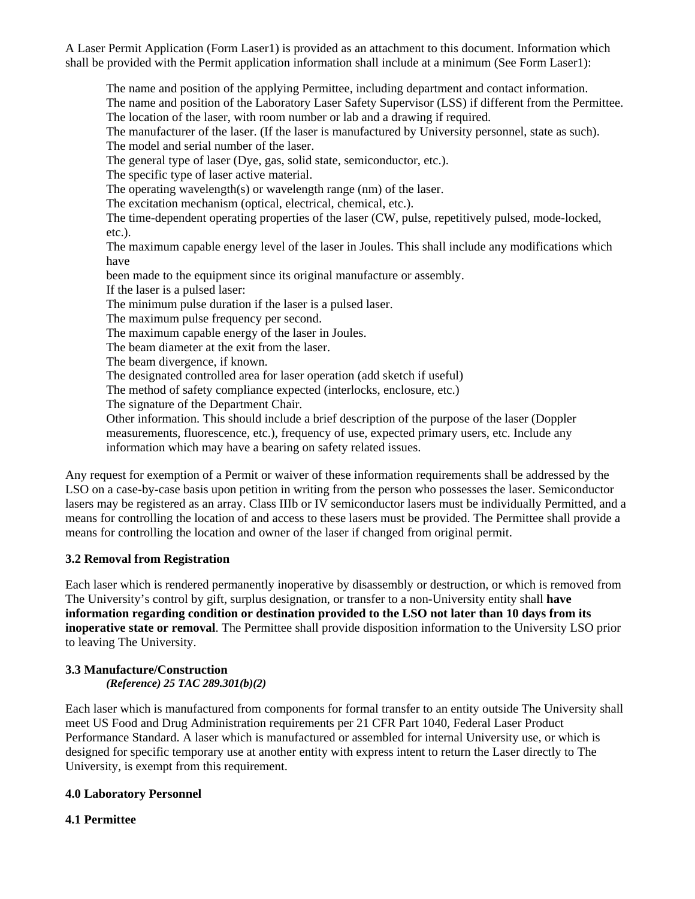A Laser Permit Application (Form Laser1) is provided as an attachment to this document. Information which shall be provided with the Permit application information shall include at a minimum (See Form Laser1):

The name and position of the applying Permittee, including department and contact information.
The name and position of the Laboratory Laser Safety Supervisor (LSS) if different from the Permittee.
The location of the laser, with room number or lab and a drawing if required.
The manufacturer of the laser. (If the laser is manufactured by University personnel, state as such).
The model and serial number of the laser.
The general type of laser (Dye, gas, solid state, semiconductor, etc.).
The specific type of laser active material.
The operating wavelength(s) or wavelength range (nm) of the laser.
The excitation mechanism (optical, electrical, chemical, etc.).
The time-dependent operating properties of the laser (CW, pulse, repetitively pulsed, mode-locked, etc.).
The maximum capable energy level of the laser in Joules. This shall include any modifications which have
been made to the equipment since its original manufacture or assembly.
If the laser is a pulsed laser:
The minimum pulse duration if the laser is a pulsed laser.
The maximum pulse frequency per second.
The maximum capable energy of the laser in Joules.
The beam diameter at the exit from the laser.
The beam divergence, if known.
The designated controlled area for laser operation (add sketch if useful)
The method of safety compliance expected (interlocks, enclosure, etc.)
The signature of the Department Chair.
Other information. This should include a brief description of the purpose of the laser (Doppler measurements, fluorescence, etc.), frequency of use, expected primary users, etc. Include any information which may have a bearing on safety related issues.

Any request for exemption of a Permit or waiver of these information requirements shall be addressed by the LSO on a case-by-case basis upon petition in writing from the person who possesses the laser. Semiconductor lasers may be registered as an array. Class IIIb or IV semiconductor lasers must be individually Permitted, and a means for controlling the location of and access to these lasers must be provided. The Permittee shall provide a means for controlling the location and owner of the laser if changed from original permit.

### 3.2 Removal from Registration

Each laser which is rendered permanently inoperative by disassembly or destruction, or which is removed from The University's control by gift, surplus designation, or transfer to a non-University entity shall **have information regarding condition or destination provided to the LSO not later than 10 days from its inoperative state or removal**. The Permittee shall provide disposition information to the University LSO prior to leaving The University.

### 3.3 Manufacture/Construction

***(Reference) 25 TAC 289.301(b)(2)***

Each laser which is manufactured from components for formal transfer to an entity outside The University shall meet US Food and Drug Administration requirements per 21 CFR Part 1040, Federal Laser Product Performance Standard. A laser which is manufactured or assembled for internal University use, or which is designed for specific temporary use at another entity with express intent to return the Laser directly to The University, is exempt from this requirement.

## 4.0 Laboratory Personnel

### 4.1 Permittee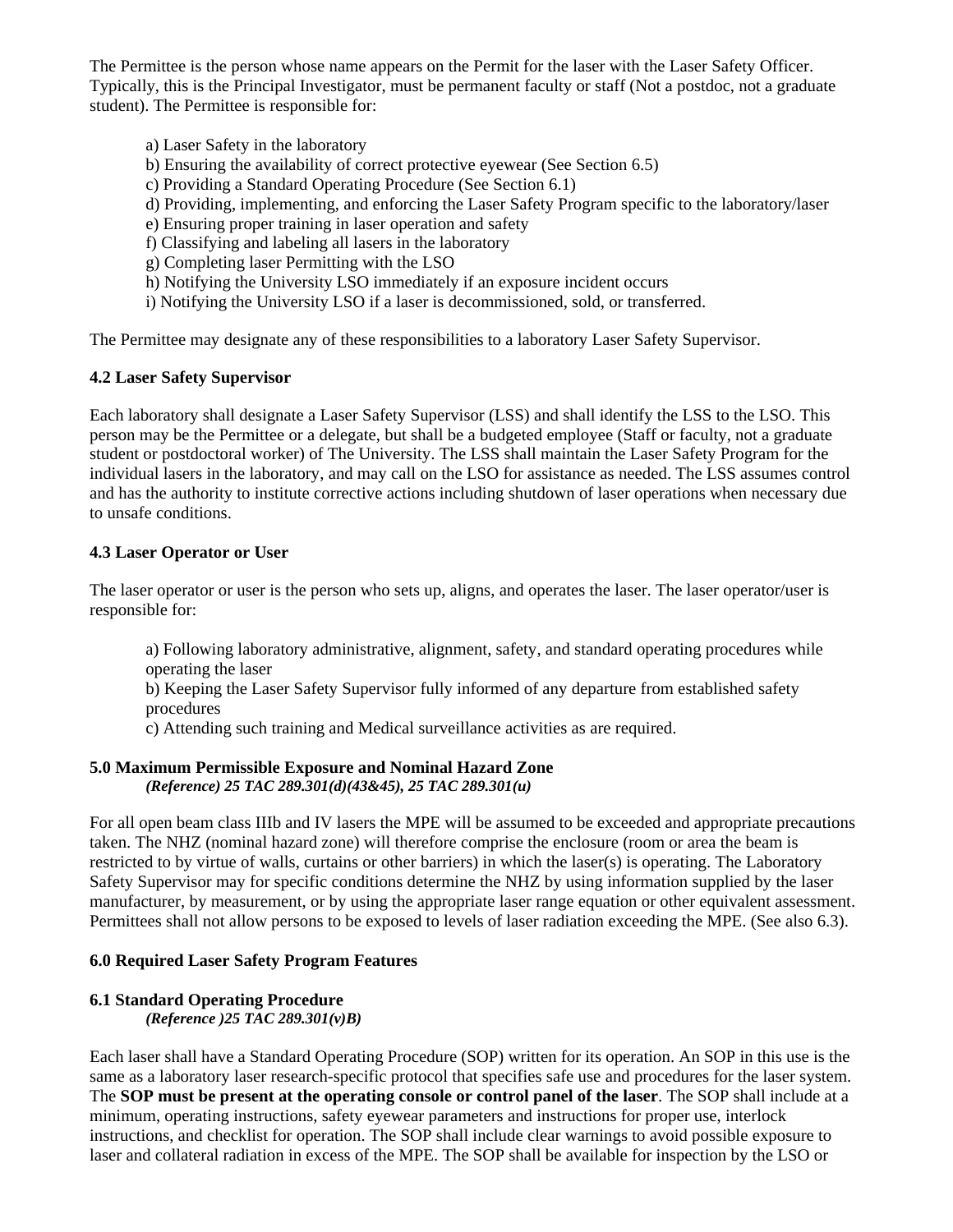The Permittee is the person whose name appears on the Permit for the laser with the Laser Safety Officer. Typically, this is the Principal Investigator, must be permanent faculty or staff (Not a postdoc, not a graduate student). The Permittee is responsible for:

a) Laser Safety in the laboratory
b) Ensuring the availability of correct protective eyewear (See Section 6.5)
c) Providing a Standard Operating Procedure (See Section 6.1)
d) Providing, implementing, and enforcing the Laser Safety Program specific to the laboratory/laser
e) Ensuring proper training in laser operation and safety
f) Classifying and labeling all lasers in the laboratory
g) Completing laser Permitting with the LSO
h) Notifying the University LSO immediately if an exposure incident occurs
i) Notifying the University LSO if a laser is decommissioned, sold, or transferred.

The Permittee may designate any of these responsibilities to a laboratory Laser Safety Supervisor.

### 4.2 Laser Safety Supervisor

Each laboratory shall designate a Laser Safety Supervisor (LSS) and shall identify the LSS to the LSO. This person may be the Permittee or a delegate, but shall be a budgeted employee (Staff or faculty, not a graduate student or postdoctoral worker) of The University. The LSS shall maintain the Laser Safety Program for the individual lasers in the laboratory, and may call on the LSO for assistance as needed. The LSS assumes control and has the authority to institute corrective actions including shutdown of laser operations when necessary due to unsafe conditions.

### 4.3 Laser Operator or User

The laser operator or user is the person who sets up, aligns, and operates the laser. The laser operator/user is responsible for:

a) Following laboratory administrative, alignment, safety, and standard operating procedures while operating the laser
b) Keeping the Laser Safety Supervisor fully informed of any departure from established safety procedures
c) Attending such training and Medical surveillance activities as are required.

## 5.0 Maximum Permissible Exposure and Nominal Hazard Zone

***(Reference) 25 TAC 289.301(d)(43&45), 25 TAC 289.301(u)***

For all open beam class IIIb and IV lasers the MPE will be assumed to be exceeded and appropriate precautions taken. The NHZ (nominal hazard zone) will therefore comprise the enclosure (room or area the beam is restricted to by virtue of walls, curtains or other barriers) in which the laser(s) is operating. The Laboratory Safety Supervisor may for specific conditions determine the NHZ by using information supplied by the laser manufacturer, by measurement, or by using the appropriate laser range equation or other equivalent assessment. Permittees shall not allow persons to be exposed to levels of laser radiation exceeding the MPE. (See also 6.3).

## 6.0 Required Laser Safety Program Features

### 6.1 Standard Operating Procedure

***(Reference )25 TAC 289.301(v)B)***

Each laser shall have a Standard Operating Procedure (SOP) written for its operation. An SOP in this use is the same as a laboratory laser research-specific protocol that specifies safe use and procedures for the laser system. The **SOP must be present at the operating console or control panel of the laser**. The SOP shall include at a minimum, operating instructions, safety eyewear parameters and instructions for proper use, interlock instructions, and checklist for operation. The SOP shall include clear warnings to avoid possible exposure to laser and collateral radiation in excess of the MPE. The SOP shall be available for inspection by the LSO or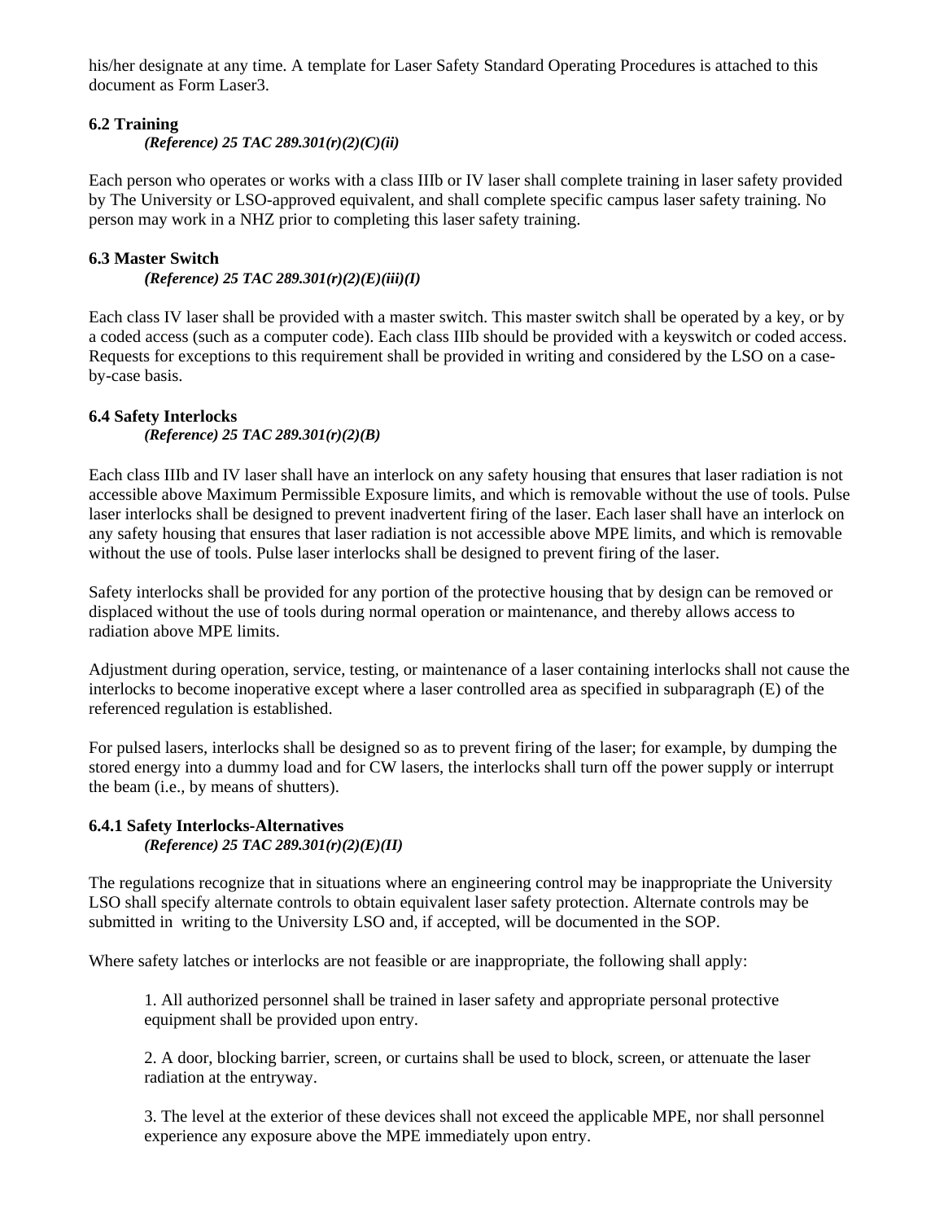his/her designate at any time. A template for Laser Safety Standard Operating Procedures is attached to this document as Form Laser3.

### 6.2 Training

*(Reference) 25 TAC 289.301(r)(2)(C)(ii)*

Each person who operates or works with a class IIIb or IV laser shall complete training in laser safety provided by The University or LSO-approved equivalent, and shall complete specific campus laser safety training. No person may work in a NHZ prior to completing this laser safety training.

### 6.3 Master Switch

*(Reference) 25 TAC 289.301(r)(2)(E)(iii)(I)*

Each class IV laser shall be provided with a master switch. This master switch shall be operated by a key, or by a coded access (such as a computer code). Each class IIIb should be provided with a keyswitch or coded access. Requests for exceptions to this requirement shall be provided in writing and considered by the LSO on a case-by-case basis.

### 6.4 Safety Interlocks

*(Reference) 25 TAC 289.301(r)(2)(B)*

Each class IIIb and IV laser shall have an interlock on any safety housing that ensures that laser radiation is not accessible above Maximum Permissible Exposure limits, and which is removable without the use of tools. Pulse laser interlocks shall be designed to prevent inadvertent firing of the laser. Each laser shall have an interlock on any safety housing that ensures that laser radiation is not accessible above MPE limits, and which is removable without the use of tools. Pulse laser interlocks shall be designed to prevent firing of the laser.

Safety interlocks shall be provided for any portion of the protective housing that by design can be removed or displaced without the use of tools during normal operation or maintenance, and thereby allows access to radiation above MPE limits.

Adjustment during operation, service, testing, or maintenance of a laser containing interlocks shall not cause the interlocks to become inoperative except where a laser controlled area as specified in subparagraph (E) of the referenced regulation is established.

For pulsed lasers, interlocks shall be designed so as to prevent firing of the laser; for example, by dumping the stored energy into a dummy load and for CW lasers, the interlocks shall turn off the power supply or interrupt the beam (i.e., by means of shutters).

#### 6.4.1 Safety Interlocks-Alternatives

*(Reference) 25 TAC 289.301(r)(2)(E)(II)*

The regulations recognize that in situations where an engineering control may be inappropriate the University LSO shall specify alternate controls to obtain equivalent laser safety protection. Alternate controls may be submitted in writing to the University LSO and, if accepted, will be documented in the SOP.

Where safety latches or interlocks are not feasible or are inappropriate, the following shall apply:

1. All authorized personnel shall be trained in laser safety and appropriate personal protective equipment shall be provided upon entry.

2. A door, blocking barrier, screen, or curtains shall be used to block, screen, or attenuate the laser radiation at the entryway.

3. The level at the exterior of these devices shall not exceed the applicable MPE, nor shall personnel experience any exposure above the MPE immediately upon entry.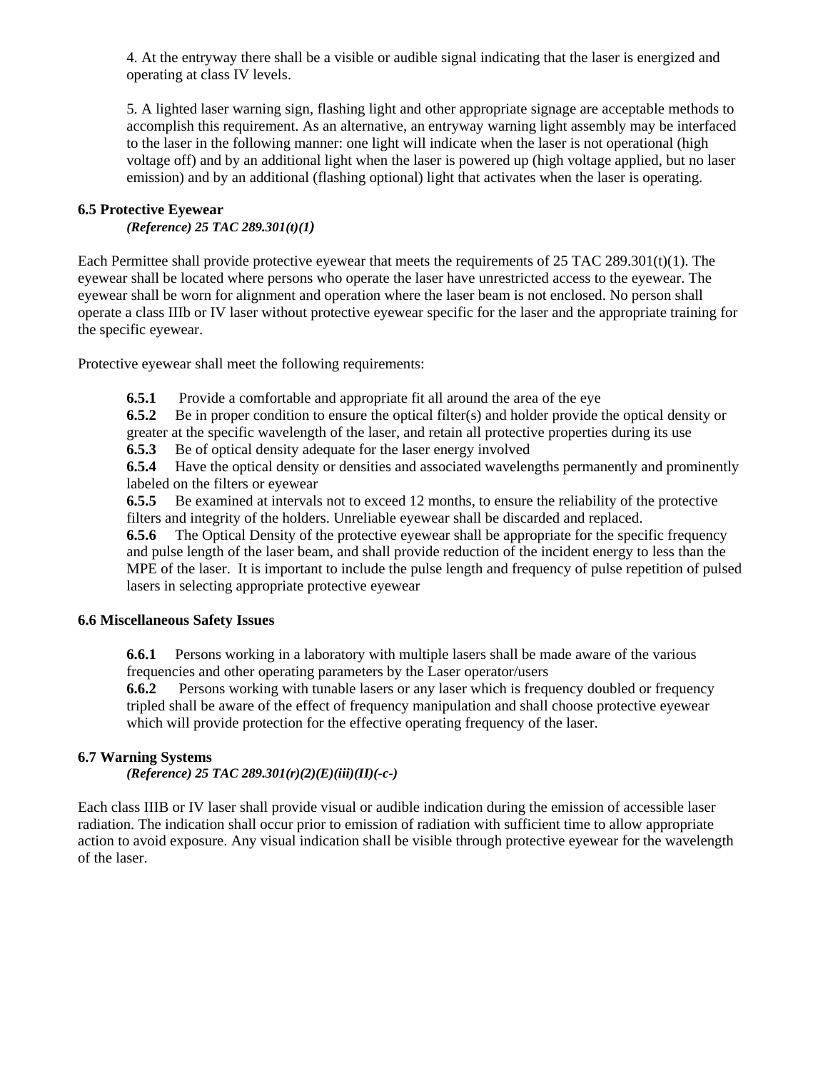4. At the entryway there shall be a visible or audible signal indicating that the laser is energized and operating at class IV levels.

5. A lighted laser warning sign, flashing light and other appropriate signage are acceptable methods to accomplish this requirement. As an alternative, an entryway warning light assembly may be interfaced to the laser in the following manner: one light will indicate when the laser is not operational (high voltage off) and by an additional light when the laser is powered up (high voltage applied, but no laser emission) and by an additional (flashing optional) light that activates when the laser is operating.

### 6.5 Protective Eyewear

***(Reference) 25 TAC 289.301(t)(1)***

Each Permittee shall provide protective eyewear that meets the requirements of 25 TAC 289.301(t)(1). The eyewear shall be located where persons who operate the laser have unrestricted access to the eyewear. The eyewear shall be worn for alignment and operation where the laser beam is not enclosed. No person shall operate a class IIIb or IV laser without protective eyewear specific for the laser and the appropriate training for the specific eyewear.

Protective eyewear shall meet the following requirements:

**6.5.1** Provide a comfortable and appropriate fit all around the area of the eye

**6.5.2** Be in proper condition to ensure the optical filter(s) and holder provide the optical density or greater at the specific wavelength of the laser, and retain all protective properties during its use

**6.5.3** Be of optical density adequate for the laser energy involved

**6.5.4** Have the optical density or densities and associated wavelengths permanently and prominently labeled on the filters or eyewear

**6.5.5** Be examined at intervals not to exceed 12 months, to ensure the reliability of the protective filters and integrity of the holders. Unreliable eyewear shall be discarded and replaced.

**6.5.6** The Optical Density of the protective eyewear shall be appropriate for the specific frequency and pulse length of the laser beam, and shall provide reduction of the incident energy to less than the MPE of the laser. It is important to include the pulse length and frequency of pulse repetition of pulsed lasers in selecting appropriate protective eyewear

### 6.6 Miscellaneous Safety Issues

**6.6.1** Persons working in a laboratory with multiple lasers shall be made aware of the various frequencies and other operating parameters by the Laser operator/users

**6.6.2** Persons working with tunable lasers or any laser which is frequency doubled or frequency tripled shall be aware of the effect of frequency manipulation and shall choose protective eyewear which will provide protection for the effective operating frequency of the laser.

### 6.7 Warning Systems

***(Reference) 25 TAC 289.301(r)(2)(E)(iii)(II)(-c-)***

Each class IIIB or IV laser shall provide visual or audible indication during the emission of accessible laser radiation. The indication shall occur prior to emission of radiation with sufficient time to allow appropriate action to avoid exposure. Any visual indication shall be visible through protective eyewear for the wavelength of the laser.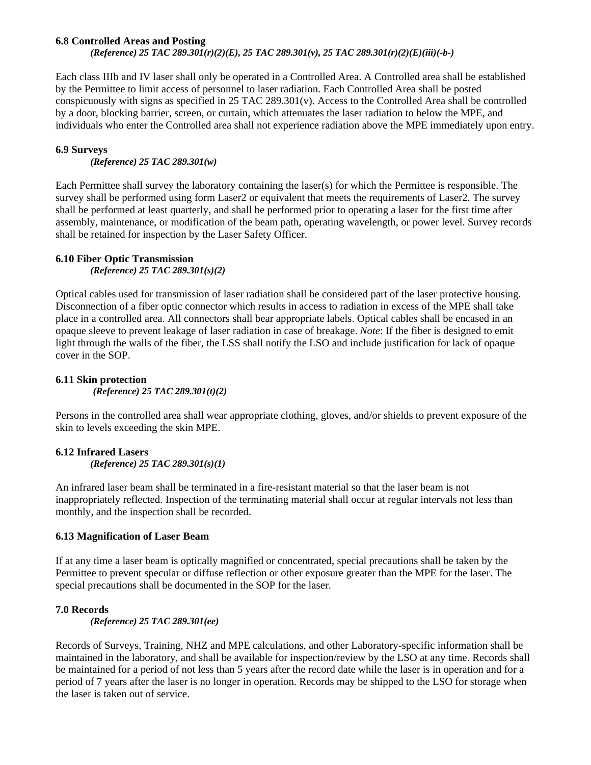### 6.8 Controlled Areas and Posting

*(Reference) 25 TAC 289.301(r)(2)(E), 25 TAC 289.301(v), 25 TAC 289.301(r)(2)(E)(iii)(-b-)*

Each class IIIb and IV laser shall only be operated in a Controlled Area. A Controlled area shall be established by the Permittee to limit access of personnel to laser radiation. Each Controlled Area shall be posted conspicuously with signs as specified in 25 TAC 289.301(v). Access to the Controlled Area shall be controlled by a door, blocking barrier, screen, or curtain, which attenuates the laser radiation to below the MPE, and individuals who enter the Controlled area shall not experience radiation above the MPE immediately upon entry.

### 6.9 Surveys

*(Reference) 25 TAC 289.301(w)*

Each Permittee shall survey the laboratory containing the laser(s) for which the Permittee is responsible. The survey shall be performed using form Laser2 or equivalent that meets the requirements of Laser2. The survey shall be performed at least quarterly, and shall be performed prior to operating a laser for the first time after assembly, maintenance, or modification of the beam path, operating wavelength, or power level. Survey records shall be retained for inspection by the Laser Safety Officer.

### 6.10 Fiber Optic Transmission

*(Reference) 25 TAC 289.301(s)(2)*

Optical cables used for transmission of laser radiation shall be considered part of the laser protective housing. Disconnection of a fiber optic connector which results in access to radiation in excess of the MPE shall take place in a controlled area. All connectors shall bear appropriate labels. Optical cables shall be encased in an opaque sleeve to prevent leakage of laser radiation in case of breakage. *Note*: If the fiber is designed to emit light through the walls of the fiber, the LSS shall notify the LSO and include justification for lack of opaque cover in the SOP.

### 6.11 Skin protection

*(Reference) 25 TAC 289.301(t)(2)*

Persons in the controlled area shall wear appropriate clothing, gloves, and/or shields to prevent exposure of the skin to levels exceeding the skin MPE.

### 6.12 Infrared Lasers

*(Reference) 25 TAC 289.301(s)(1)*

An infrared laser beam shall be terminated in a fire-resistant material so that the laser beam is not inappropriately reflected. Inspection of the terminating material shall occur at regular intervals not less than monthly, and the inspection shall be recorded.

### 6.13 Magnification of Laser Beam

If at any time a laser beam is optically magnified or concentrated, special precautions shall be taken by the Permittee to prevent specular or diffuse reflection or other exposure greater than the MPE for the laser. The special precautions shall be documented in the SOP for the laser.

## 7.0 Records

*(Reference) 25 TAC 289.301(ee)*

Records of Surveys, Training, NHZ and MPE calculations, and other Laboratory-specific information shall be maintained in the laboratory, and shall be available for inspection/review by the LSO at any time. Records shall be maintained for a period of not less than 5 years after the record date while the laser is in operation and for a period of 7 years after the laser is no longer in operation. Records may be shipped to the LSO for storage when the laser is taken out of service.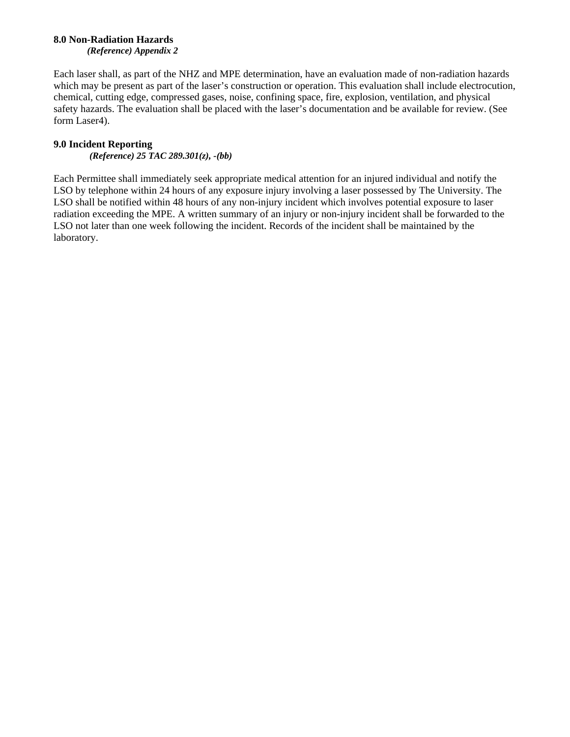## 8.0 Non-Radiation Hazards

***(Reference) Appendix 2***

Each laser shall, as part of the NHZ and MPE determination, have an evaluation made of non-radiation hazards which may be present as part of the laser's construction or operation. This evaluation shall include electrocution, chemical, cutting edge, compressed gases, noise, confining space, fire, explosion, ventilation, and physical safety hazards. The evaluation shall be placed with the laser's documentation and be available for review. (See form Laser4).

## 9.0 Incident Reporting

***(Reference) 25 TAC 289.301(z), -(bb)***

Each Permittee shall immediately seek appropriate medical attention for an injured individual and notify the LSO by telephone within 24 hours of any exposure injury involving a laser possessed by The University. The LSO shall be notified within 48 hours of any non-injury incident which involves potential exposure to laser radiation exceeding the MPE. A written summary of an injury or non-injury incident shall be forwarded to the LSO not later than one week following the incident. Records of the incident shall be maintained by the laboratory.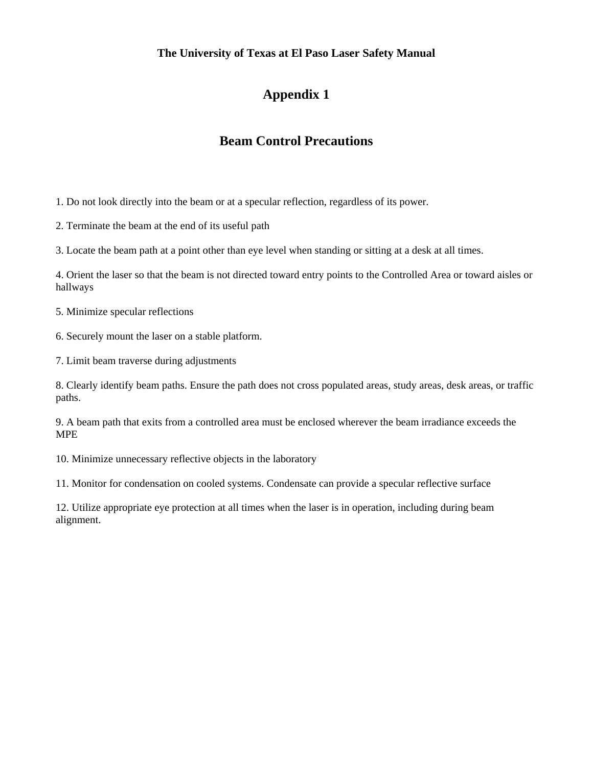**The University of Texas at El Paso Laser Safety Manual**

# Appendix 1

## Beam Control Precautions

1. Do not look directly into the beam or at a specular reflection, regardless of its power.

2. Terminate the beam at the end of its useful path

3. Locate the beam path at a point other than eye level when standing or sitting at a desk at all times.

4. Orient the laser so that the beam is not directed toward entry points to the Controlled Area or toward aisles or hallways

5. Minimize specular reflections

6. Securely mount the laser on a stable platform.

7. Limit beam traverse during adjustments

8. Clearly identify beam paths. Ensure the path does not cross populated areas, study areas, desk areas, or traffic paths.

9. A beam path that exits from a controlled area must be enclosed wherever the beam irradiance exceeds the MPE

10. Minimize unnecessary reflective objects in the laboratory

11. Monitor for condensation on cooled systems. Condensate can provide a specular reflective surface

12. Utilize appropriate eye protection at all times when the laser is in operation, including during beam alignment.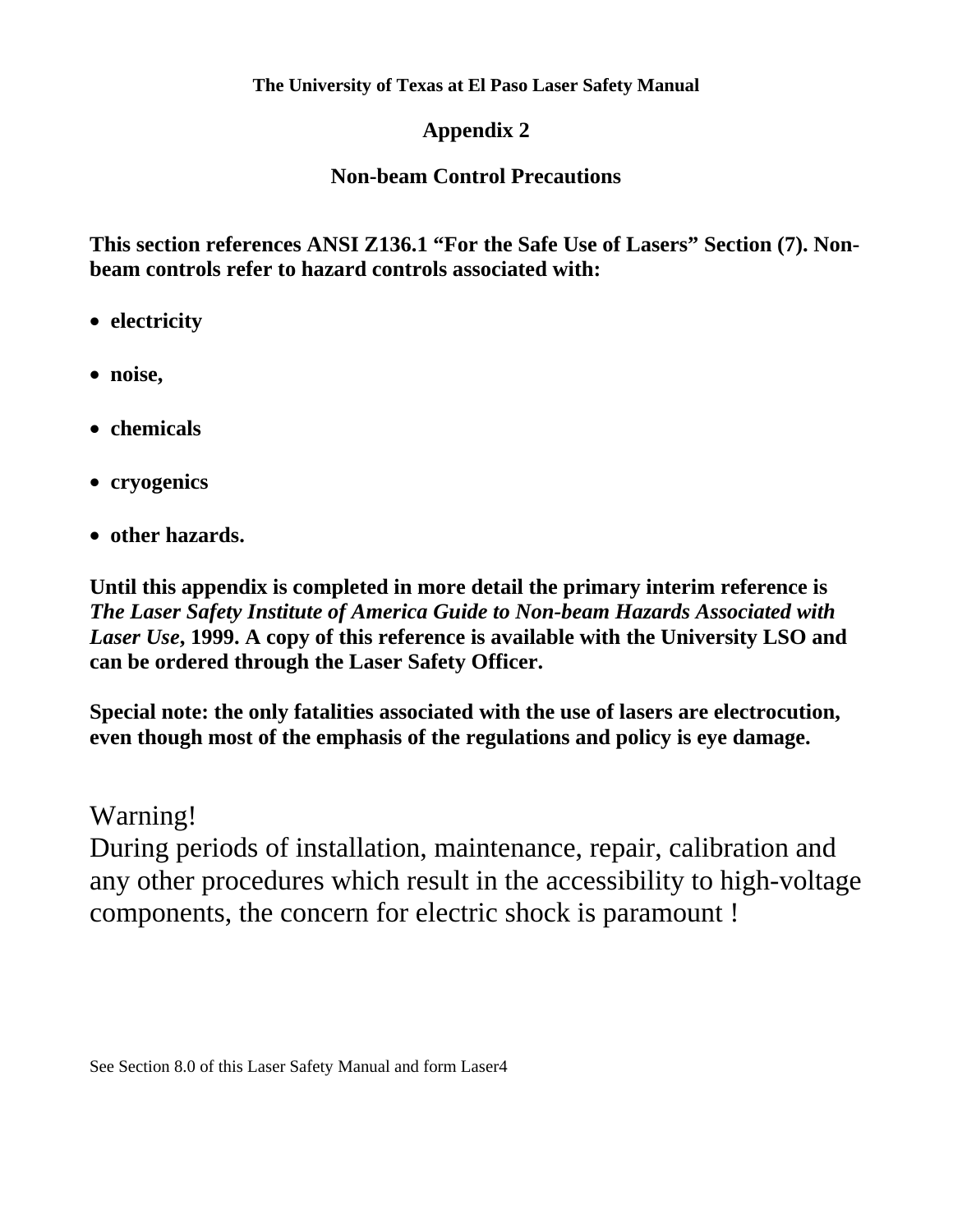## Appendix 2

## Non-beam Control Precautions

**This section references ANSI Z136.1 "For the Safe Use of Lasers" Section (7). Non-beam controls refer to hazard controls associated with:**

- **electricity**
- **noise,**
- **chemicals**
- **cryogenics**
- **other hazards.**

**Until this appendix is completed in more detail the primary interim reference is *The Laser Safety Institute of America Guide to Non-beam Hazards Associated with Laser Use*, 1999. A copy of this reference is available with the University LSO and can be ordered through the Laser Safety Officer.**

**Special note: the only fatalities associated with the use of lasers are electrocution, even though most of the emphasis of the regulations and policy is eye damage.**

Warning!
During periods of installation, maintenance, repair, calibration and any other procedures which result in the accessibility to high-voltage components, the concern for electric shock is paramount !

See Section 8.0 of this Laser Safety Manual and form Laser4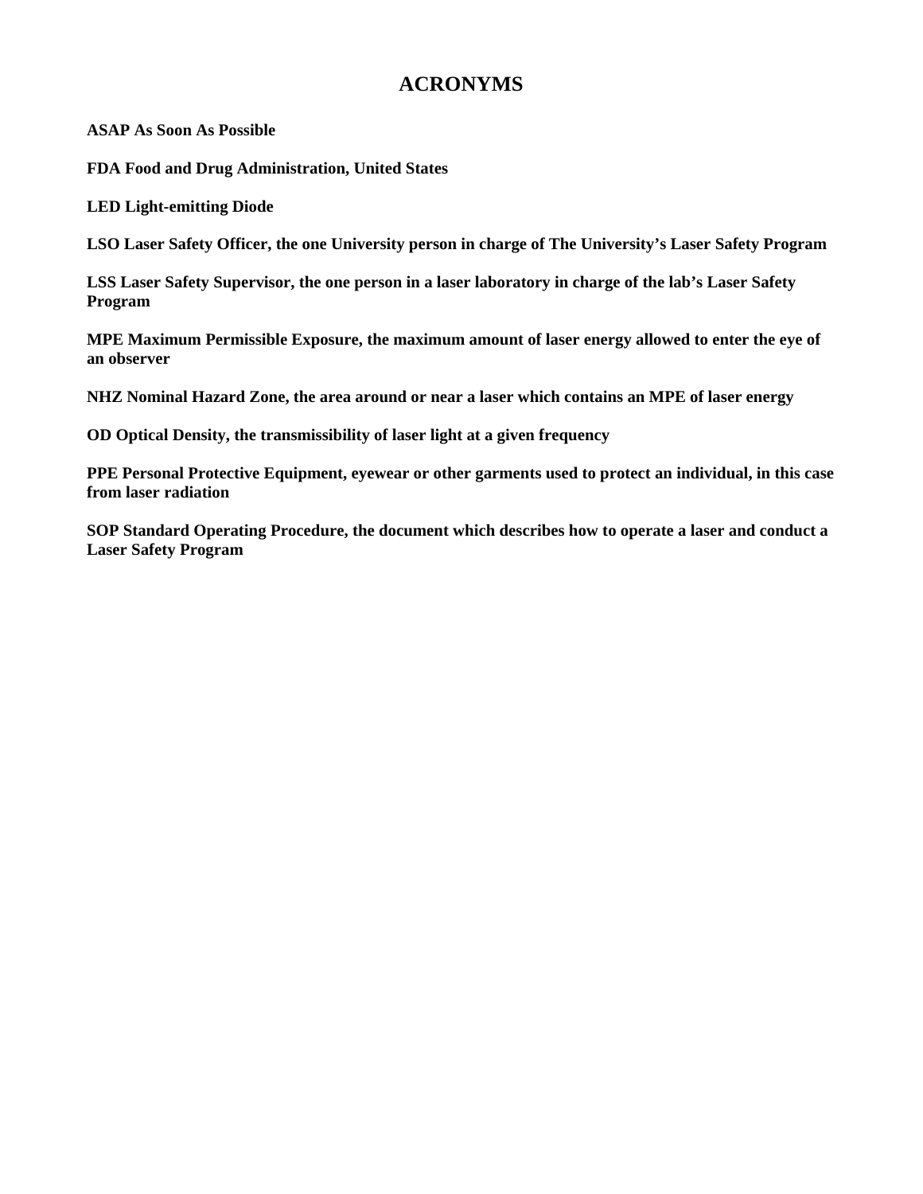# ACRONYMS

**ASAP As Soon As Possible**

**FDA Food and Drug Administration, United States**

**LED Light-emitting Diode**

**LSO Laser Safety Officer, the one University person in charge of The University's Laser Safety Program**

**LSS Laser Safety Supervisor, the one person in a laser laboratory in charge of the lab's Laser Safety Program**

**MPE Maximum Permissible Exposure, the maximum amount of laser energy allowed to enter the eye of an observer**

**NHZ Nominal Hazard Zone, the area around or near a laser which contains an MPE of laser energy**

**OD Optical Density, the transmissibility of laser light at a given frequency**

**PPE Personal Protective Equipment, eyewear or other garments used to protect an individual, in this case from laser radiation**

**SOP Standard Operating Procedure, the document which describes how to operate a laser and conduct a Laser Safety Program**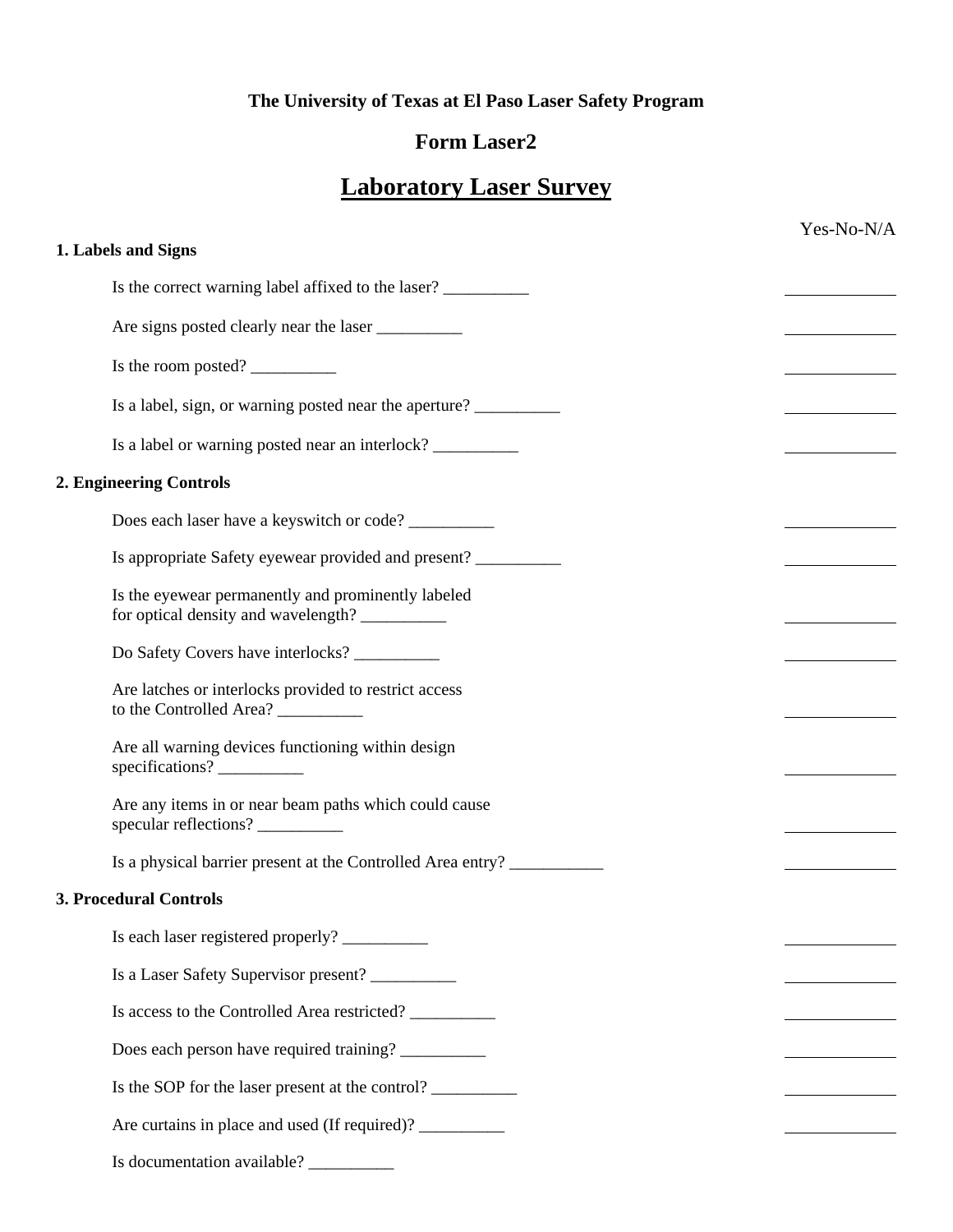**The University of Texas at El Paso Laser Safety Program**

## Form Laser2

# Laboratory Laser Survey

Yes-No-N/A

**1. Labels and Signs**

Is the correct warning label affixed to the laser? __________ ____________

Are signs posted clearly near the laser __________ ____________

Is the room posted? __________ ____________

Is a label, sign, or warning posted near the aperture? __________ ____________

Is a label or warning posted near an interlock? __________ ____________

**2. Engineering Controls**

Does each laser have a keyswitch or code? __________ ____________

Is appropriate Safety eyewear provided and present? __________ ____________

Is the eyewear permanently and prominently labeled for optical density and wavelength? __________ ____________

Do Safety Covers have interlocks? __________ ____________

Are latches or interlocks provided to restrict access to the Controlled Area? __________ ____________

Are all warning devices functioning within design specifications? __________ ____________

Are any items in or near beam paths which could cause specular reflections? __________ ____________

Is a physical barrier present at the Controlled Area entry? ___________ ____________

**3. Procedural Controls**

Is each laser registered properly? __________ ____________

Is a Laser Safety Supervisor present? __________ ____________

Is access to the Controlled Area restricted? __________ ____________

Does each person have required training? __________ ____________

Is the SOP for the laser present at the control? __________ ____________

Are curtains in place and used (If required)? __________ ____________

Is documentation available? __________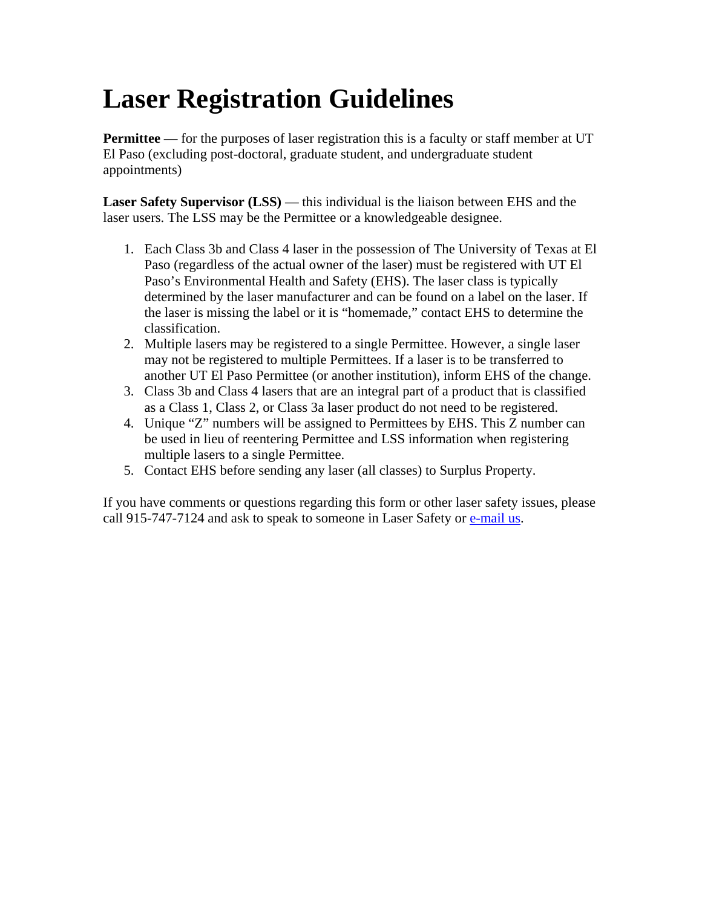# Laser Registration Guidelines

**Permittee** — for the purposes of laser registration this is a faculty or staff member at UT El Paso (excluding post-doctoral, graduate student, and undergraduate student appointments)

**Laser Safety Supervisor (LSS)** — this individual is the liaison between EHS and the laser users. The LSS may be the Permittee or a knowledgeable designee.

1. Each Class 3b and Class 4 laser in the possession of The University of Texas at El Paso (regardless of the actual owner of the laser) must be registered with UT El Paso's Environmental Health and Safety (EHS). The laser class is typically determined by the laser manufacturer and can be found on a label on the laser. If the laser is missing the label or it is "homemade," contact EHS to determine the classification.
2. Multiple lasers may be registered to a single Permittee. However, a single laser may not be registered to multiple Permittees. If a laser is to be transferred to another UT El Paso Permittee (or another institution), inform EHS of the change.
3. Class 3b and Class 4 lasers that are an integral part of a product that is classified as a Class 1, Class 2, or Class 3a laser product do not need to be registered.
4. Unique "Z" numbers will be assigned to Permittees by EHS. This Z number can be used in lieu of reentering Permittee and LSS information when registering multiple lasers to a single Permittee.
5. Contact EHS before sending any laser (all classes) to Surplus Property.

If you have comments or questions regarding this form or other laser safety issues, please call 915-747-7124 and ask to speak to someone in Laser Safety or e-mail us.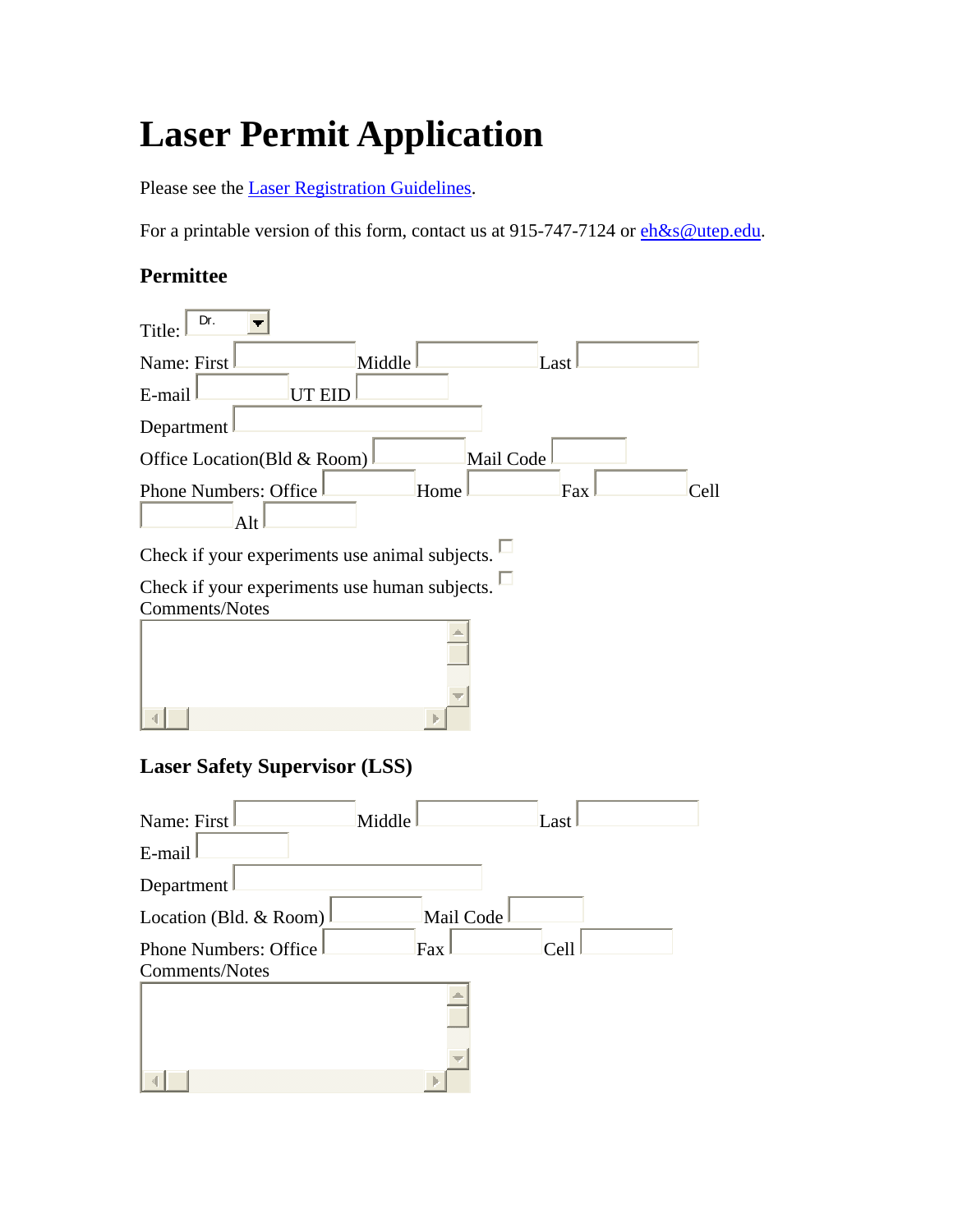# Laser Permit Application

Please see the Laser Registration Guidelines.

For a printable version of this form, contact us at 915-747-7124 or eh&s@utep.edu.

### Permittee

Title: Dr.

Name: First ______ Middle ______ Last ______

E-mail ______ UT EID ______

Department ______

Office Location(Bld & Room) ______ Mail Code ______

Phone Numbers: Office ______ Home ______ Fax ______ Cell ______ Alt ______

Check if your experiments use animal subjects. ☐

Check if your experiments use human subjects. ☐

Comments/Notes

### Laser Safety Supervisor (LSS)

Name: First ______ Middle ______ Last ______

E-mail ______

Department ______

Location (Bld. & Room) ______ Mail Code ______

Phone Numbers: Office ______ Fax ______ Cell ______

Comments/Notes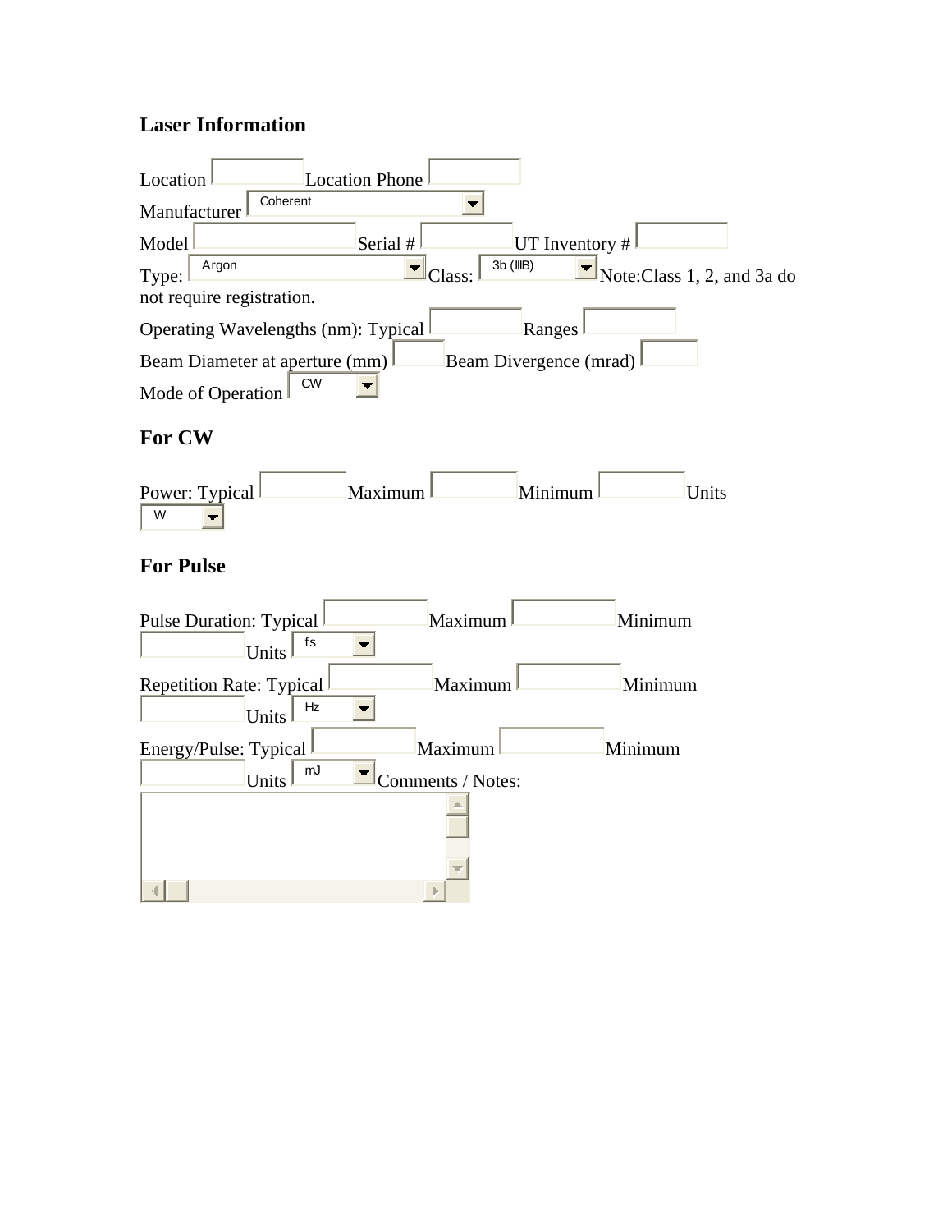## Laser Information

Location ______ Location Phone ______

Manufacturer [Coherent ▼]

Model ______ Serial # ______ UT Inventory # ______

Type: [Argon ▼] Class: [3b (IIIB) ▼] Note:Class 1, 2, and 3a do not require registration.

Operating Wavelengths (nm): Typical ______ Ranges ______

Beam Diameter at aperture (mm) ______ Beam Divergence (mrad) ______

Mode of Operation [CW ▼]

## For CW

Power: Typical ______ Maximum ______ Minimum ______ Units [W ▼]

## For Pulse

Pulse Duration: Typical ______ Maximum ______ Minimum ______ Units [fs ▼]

Repetition Rate: Typical ______ Maximum ______ Minimum ______ Units [Hz ▼]

Energy/Pulse: Typical ______ Maximum ______ Minimum ______ Units [mJ ▼] Comments / Notes: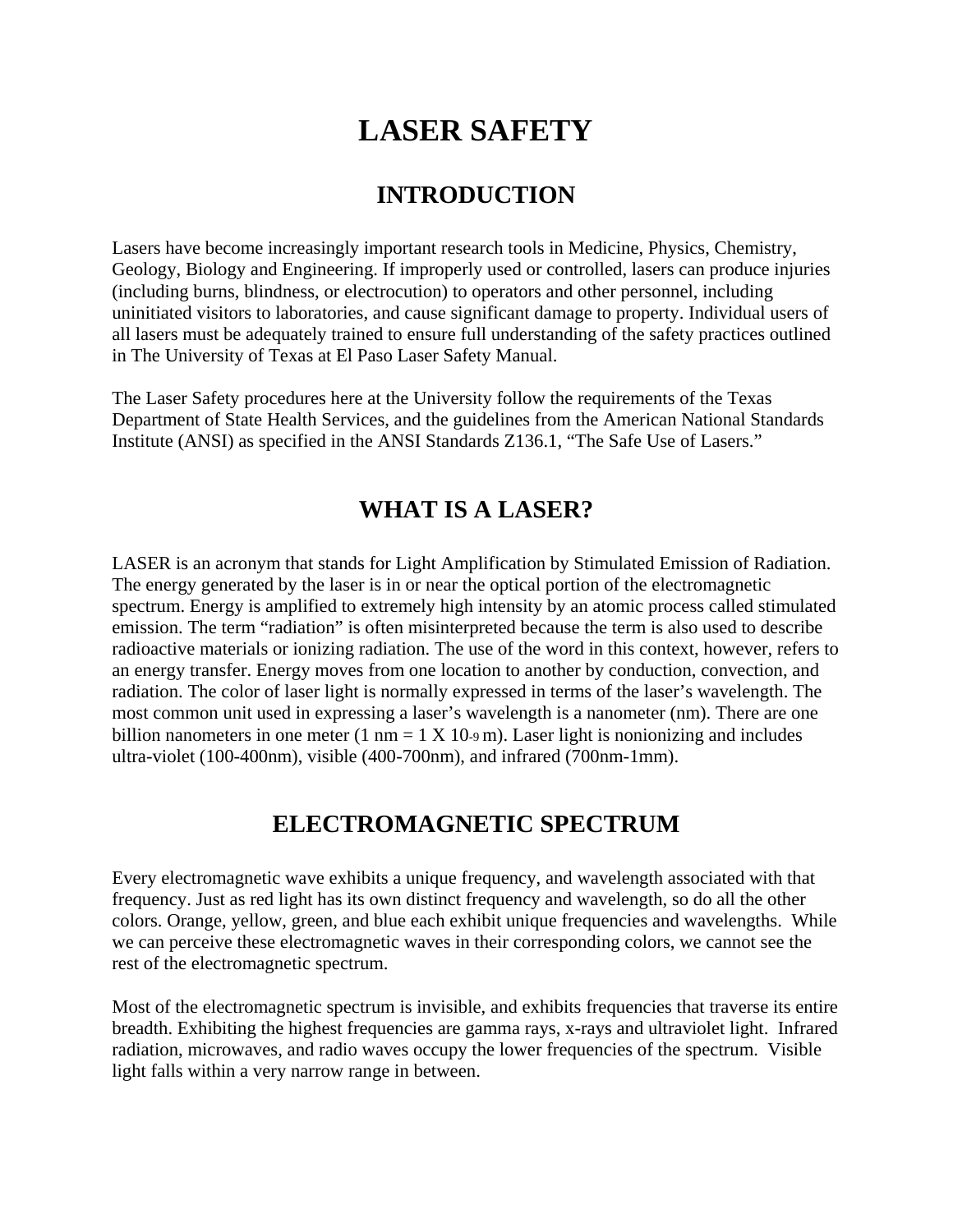# LASER SAFETY

## INTRODUCTION

Lasers have become increasingly important research tools in Medicine, Physics, Chemistry, Geology, Biology and Engineering. If improperly used or controlled, lasers can produce injuries (including burns, blindness, or electrocution) to operators and other personnel, including uninitiated visitors to laboratories, and cause significant damage to property. Individual users of all lasers must be adequately trained to ensure full understanding of the safety practices outlined in The University of Texas at El Paso Laser Safety Manual.

The Laser Safety procedures here at the University follow the requirements of the Texas Department of State Health Services, and the guidelines from the American National Standards Institute (ANSI) as specified in the ANSI Standards Z136.1, "The Safe Use of Lasers."

## WHAT IS A LASER?

LASER is an acronym that stands for Light Amplification by Stimulated Emission of Radiation. The energy generated by the laser is in or near the optical portion of the electromagnetic spectrum. Energy is amplified to extremely high intensity by an atomic process called stimulated emission. The term "radiation" is often misinterpreted because the term is also used to describe radioactive materials or ionizing radiation. The use of the word in this context, however, refers to an energy transfer. Energy moves from one location to another by conduction, convection, and radiation. The color of laser light is normally expressed in terms of the laser's wavelength. The most common unit used in expressing a laser's wavelength is a nanometer (nm). There are one billion nanometers in one meter (1 nm = $1 \times 10^{-9}$ m). Laser light is nonionizing and includes ultra-violet (100-400nm), visible (400-700nm), and infrared (700nm-1mm).

## ELECTROMAGNETIC SPECTRUM

Every electromagnetic wave exhibits a unique frequency, and wavelength associated with that frequency. Just as red light has its own distinct frequency and wavelength, so do all the other colors. Orange, yellow, green, and blue each exhibit unique frequencies and wavelengths. While we can perceive these electromagnetic waves in their corresponding colors, we cannot see the rest of the electromagnetic spectrum.

Most of the electromagnetic spectrum is invisible, and exhibits frequencies that traverse its entire breadth. Exhibiting the highest frequencies are gamma rays, x-rays and ultraviolet light. Infrared radiation, microwaves, and radio waves occupy the lower frequencies of the spectrum. Visible light falls within a very narrow range in between.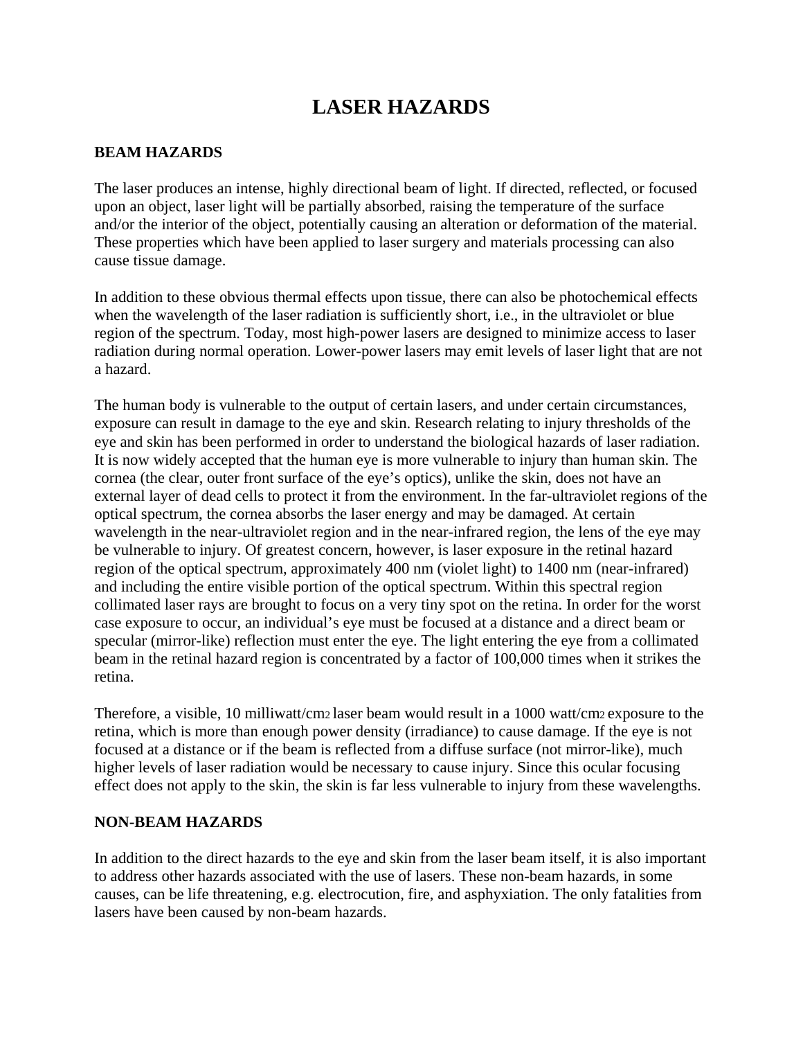# LASER HAZARDS

## BEAM HAZARDS

The laser produces an intense, highly directional beam of light. If directed, reflected, or focused upon an object, laser light will be partially absorbed, raising the temperature of the surface and/or the interior of the object, potentially causing an alteration or deformation of the material. These properties which have been applied to laser surgery and materials processing can also cause tissue damage.

In addition to these obvious thermal effects upon tissue, there can also be photochemical effects when the wavelength of the laser radiation is sufficiently short, i.e., in the ultraviolet or blue region of the spectrum. Today, most high-power lasers are designed to minimize access to laser radiation during normal operation. Lower-power lasers may emit levels of laser light that are not a hazard.

The human body is vulnerable to the output of certain lasers, and under certain circumstances, exposure can result in damage to the eye and skin. Research relating to injury thresholds of the eye and skin has been performed in order to understand the biological hazards of laser radiation. It is now widely accepted that the human eye is more vulnerable to injury than human skin. The cornea (the clear, outer front surface of the eye's optics), unlike the skin, does not have an external layer of dead cells to protect it from the environment. In the far-ultraviolet regions of the optical spectrum, the cornea absorbs the laser energy and may be damaged. At certain wavelength in the near-ultraviolet region and in the near-infrared region, the lens of the eye may be vulnerable to injury. Of greatest concern, however, is laser exposure in the retinal hazard region of the optical spectrum, approximately 400 nm (violet light) to 1400 nm (near-infrared) and including the entire visible portion of the optical spectrum. Within this spectral region collimated laser rays are brought to focus on a very tiny spot on the retina. In order for the worst case exposure to occur, an individual's eye must be focused at a distance and a direct beam or specular (mirror-like) reflection must enter the eye. The light entering the eye from a collimated beam in the retinal hazard region is concentrated by a factor of 100,000 times when it strikes the retina.

Therefore, a visible, 10 milliwatt/cm$^2$ laser beam would result in a 1000 watt/cm$^2$ exposure to the retina, which is more than enough power density (irradiance) to cause damage. If the eye is not focused at a distance or if the beam is reflected from a diffuse surface (not mirror-like), much higher levels of laser radiation would be necessary to cause injury. Since this ocular focusing effect does not apply to the skin, the skin is far less vulnerable to injury from these wavelengths.

## NON-BEAM HAZARDS

In addition to the direct hazards to the eye and skin from the laser beam itself, it is also important to address other hazards associated with the use of lasers. These non-beam hazards, in some causes, can be life threatening, e.g. electrocution, fire, and asphyxiation. The only fatalities from lasers have been caused by non-beam hazards.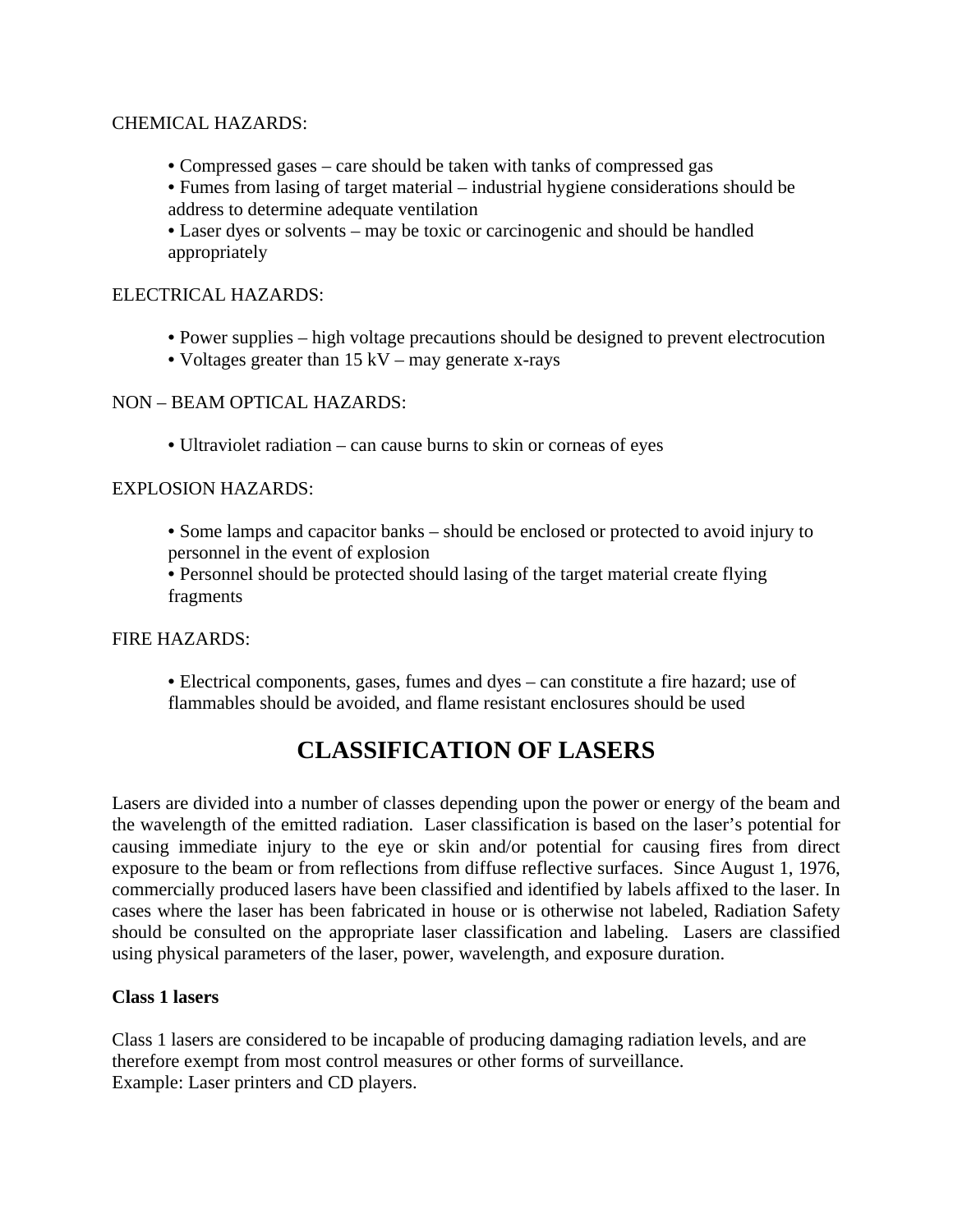CHEMICAL HAZARDS:

- Compressed gases – care should be taken with tanks of compressed gas
- Fumes from lasing of target material – industrial hygiene considerations should be address to determine adequate ventilation
- Laser dyes or solvents – may be toxic or carcinogenic and should be handled appropriately

ELECTRICAL HAZARDS:

- Power supplies – high voltage precautions should be designed to prevent electrocution
- Voltages greater than 15 kV – may generate x-rays

NON – BEAM OPTICAL HAZARDS:

- Ultraviolet radiation – can cause burns to skin or corneas of eyes

EXPLOSION HAZARDS:

- Some lamps and capacitor banks – should be enclosed or protected to avoid injury to personnel in the event of explosion
- Personnel should be protected should lasing of the target material create flying fragments

FIRE HAZARDS:

- Electrical components, gases, fumes and dyes – can constitute a fire hazard; use of flammables should be avoided, and flame resistant enclosures should be used

# CLASSIFICATION OF LASERS

Lasers are divided into a number of classes depending upon the power or energy of the beam and the wavelength of the emitted radiation. Laser classification is based on the laser's potential for causing immediate injury to the eye or skin and/or potential for causing fires from direct exposure to the beam or from reflections from diffuse reflective surfaces. Since August 1, 1976, commercially produced lasers have been classified and identified by labels affixed to the laser. In cases where the laser has been fabricated in house or is otherwise not labeled, Radiation Safety should be consulted on the appropriate laser classification and labeling. Lasers are classified using physical parameters of the laser, power, wavelength, and exposure duration.

**Class 1 lasers**

Class 1 lasers are considered to be incapable of producing damaging radiation levels, and are therefore exempt from most control measures or other forms of surveillance.
Example: Laser printers and CD players.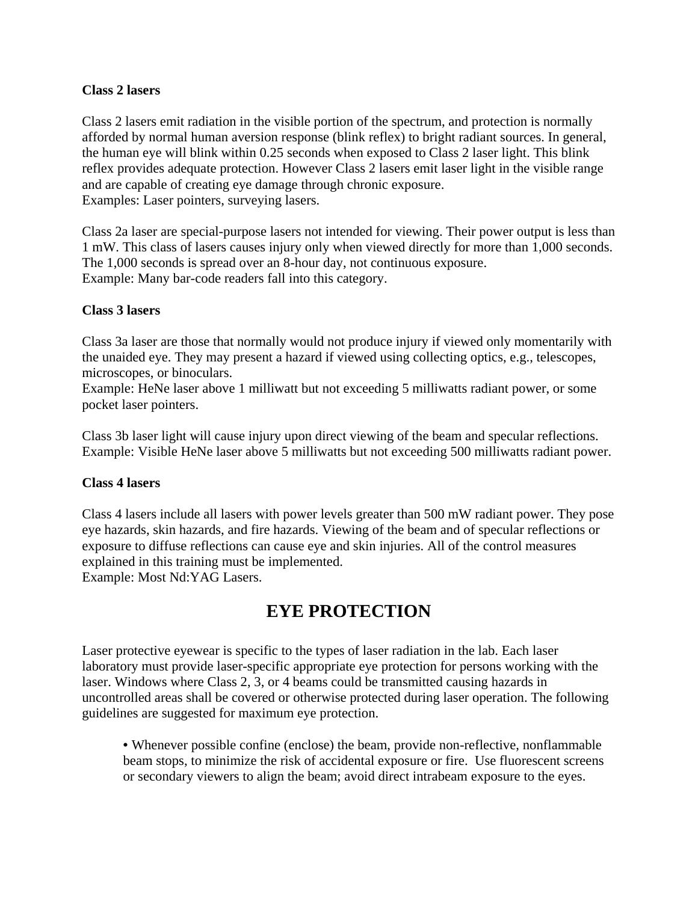**Class 2 lasers**

Class 2 lasers emit radiation in the visible portion of the spectrum, and protection is normally afforded by normal human aversion response (blink reflex) to bright radiant sources. In general, the human eye will blink within 0.25 seconds when exposed to Class 2 laser light. This blink reflex provides adequate protection. However Class 2 lasers emit laser light in the visible range and are capable of creating eye damage through chronic exposure.
Examples: Laser pointers, surveying lasers.

Class 2a laser are special-purpose lasers not intended for viewing. Their power output is less than 1 mW. This class of lasers causes injury only when viewed directly for more than 1,000 seconds. The 1,000 seconds is spread over an 8-hour day, not continuous exposure.
Example: Many bar-code readers fall into this category.

**Class 3 lasers**

Class 3a laser are those that normally would not produce injury if viewed only momentarily with the unaided eye. They may present a hazard if viewed using collecting optics, e.g., telescopes, microscopes, or binoculars.
Example: HeNe laser above 1 milliwatt but not exceeding 5 milliwatts radiant power, or some pocket laser pointers.

Class 3b laser light will cause injury upon direct viewing of the beam and specular reflections.
Example: Visible HeNe laser above 5 milliwatts but not exceeding 500 milliwatts radiant power.

**Class 4 lasers**

Class 4 lasers include all lasers with power levels greater than 500 mW radiant power. They pose eye hazards, skin hazards, and fire hazards. Viewing of the beam and of specular reflections or exposure to diffuse reflections can cause eye and skin injuries. All of the control measures explained in this training must be implemented.
Example: Most Nd:YAG Lasers.

# EYE PROTECTION

Laser protective eyewear is specific to the types of laser radiation in the lab. Each laser laboratory must provide laser-specific appropriate eye protection for persons working with the laser. Windows where Class 2, 3, or 4 beams could be transmitted causing hazards in uncontrolled areas shall be covered or otherwise protected during laser operation. The following guidelines are suggested for maximum eye protection.

- Whenever possible confine (enclose) the beam, provide non-reflective, nonflammable beam stops, to minimize the risk of accidental exposure or fire. Use fluorescent screens or secondary viewers to align the beam; avoid direct intrabeam exposure to the eyes.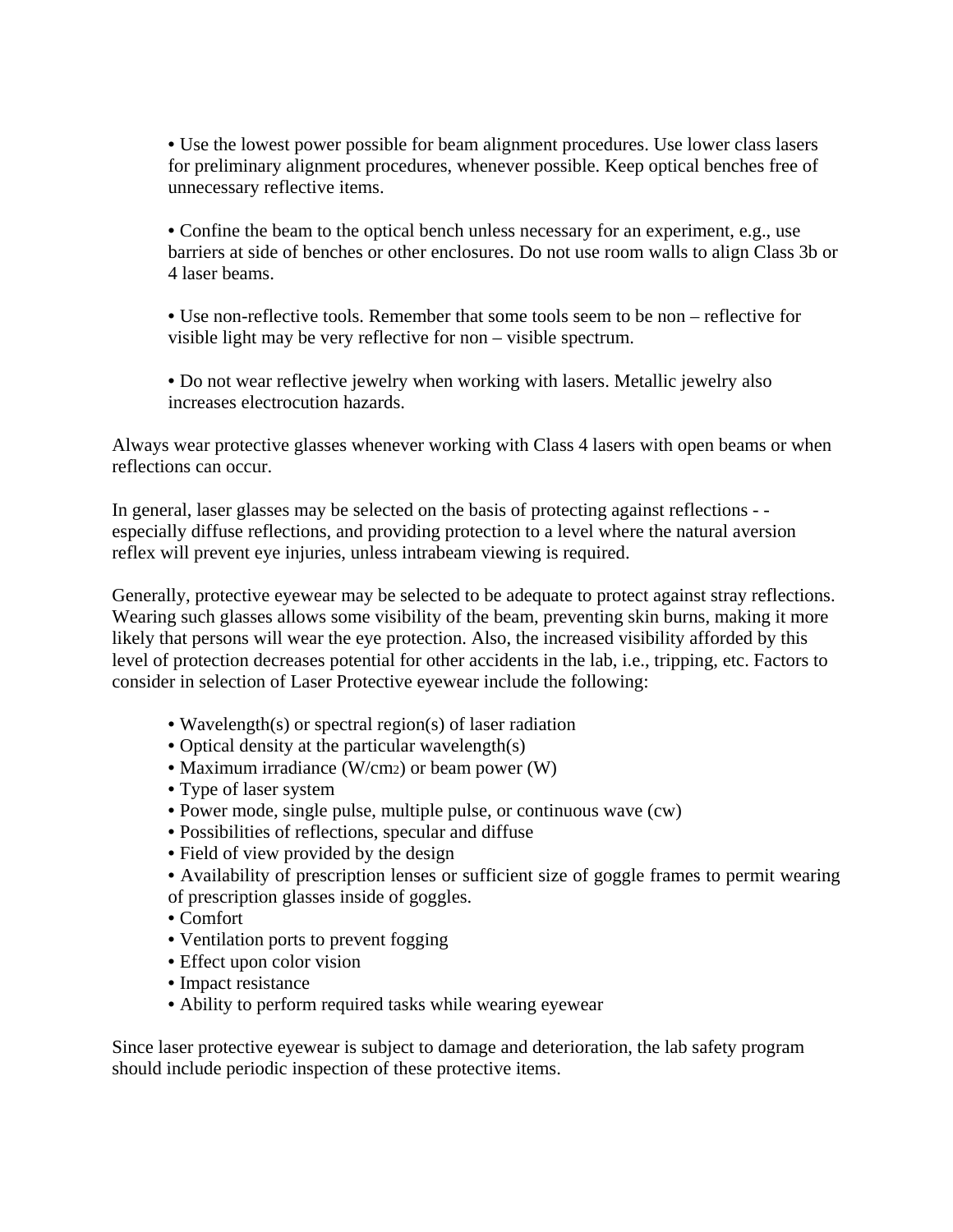- Use the lowest power possible for beam alignment procedures. Use lower class lasers for preliminary alignment procedures, whenever possible. Keep optical benches free of unnecessary reflective items.

- Confine the beam to the optical bench unless necessary for an experiment, e.g., use barriers at side of benches or other enclosures. Do not use room walls to align Class 3b or 4 laser beams.

- Use non-reflective tools. Remember that some tools seem to be non – reflective for visible light may be very reflective for non – visible spectrum.

- Do not wear reflective jewelry when working with lasers. Metallic jewelry also increases electrocution hazards.

Always wear protective glasses whenever working with Class 4 lasers with open beams or when reflections can occur.

In general, laser glasses may be selected on the basis of protecting against reflections - - especially diffuse reflections, and providing protection to a level where the natural aversion reflex will prevent eye injuries, unless intrabeam viewing is required.

Generally, protective eyewear may be selected to be adequate to protect against stray reflections. Wearing such glasses allows some visibility of the beam, preventing skin burns, making it more likely that persons will wear the eye protection. Also, the increased visibility afforded by this level of protection decreases potential for other accidents in the lab, i.e., tripping, etc. Factors to consider in selection of Laser Protective eyewear include the following:

- Wavelength(s) or spectral region(s) of laser radiation
- Optical density at the particular wavelength(s)
- Maximum irradiance ($W/cm^2$) or beam power (W)
- Type of laser system
- Power mode, single pulse, multiple pulse, or continuous wave (cw)
- Possibilities of reflections, specular and diffuse
- Field of view provided by the design
- Availability of prescription lenses or sufficient size of goggle frames to permit wearing of prescription glasses inside of goggles.
- Comfort
- Ventilation ports to prevent fogging
- Effect upon color vision
- Impact resistance
- Ability to perform required tasks while wearing eyewear

Since laser protective eyewear is subject to damage and deterioration, the lab safety program should include periodic inspection of these protective items.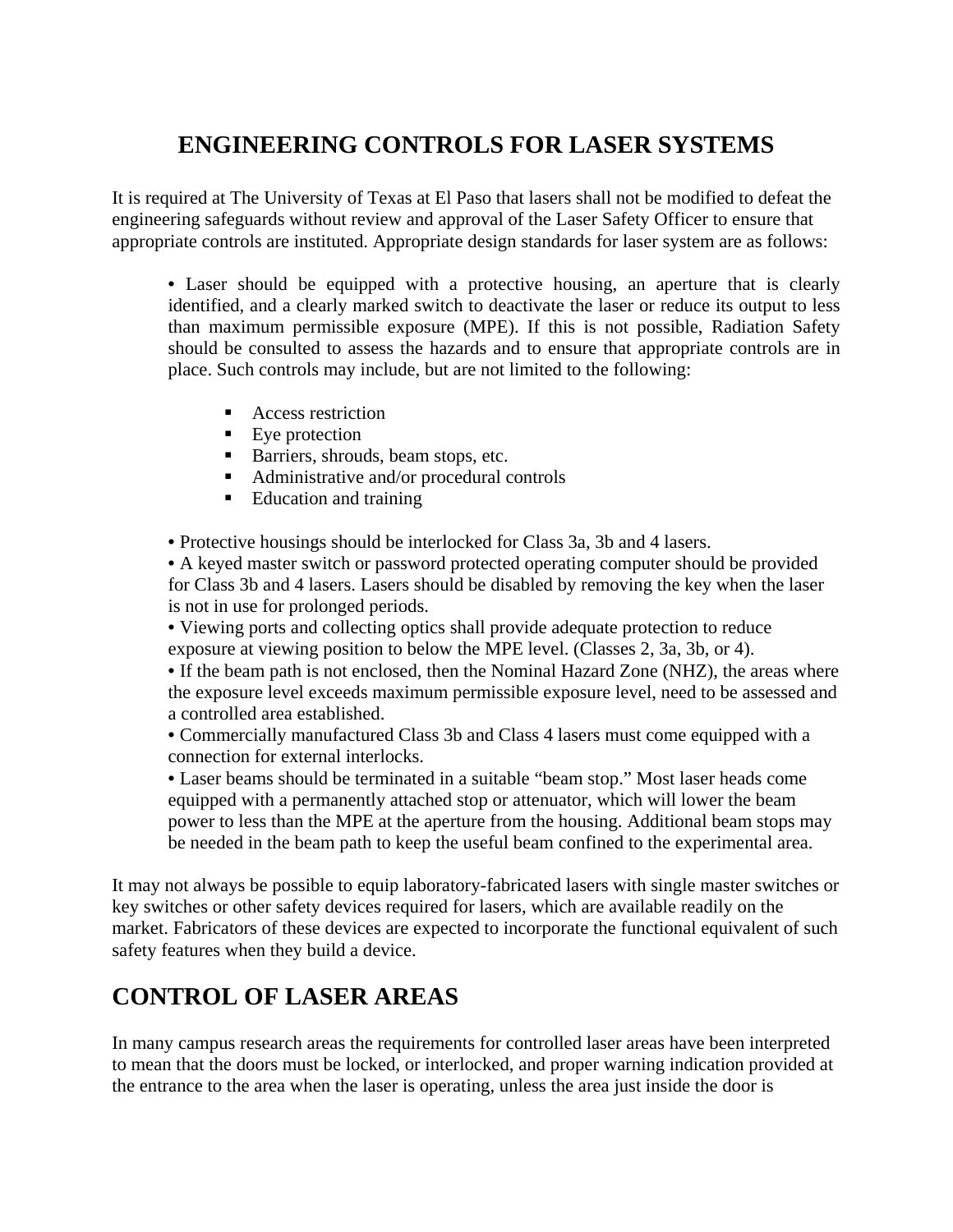# ENGINEERING CONTROLS FOR LASER SYSTEMS

It is required at The University of Texas at El Paso that lasers shall not be modified to defeat the engineering safeguards without review and approval of the Laser Safety Officer to ensure that appropriate controls are instituted. Appropriate design standards for laser system are as follows:

- Laser should be equipped with a protective housing, an aperture that is clearly identified, and a clearly marked switch to deactivate the laser or reduce its output to less than maximum permissible exposure (MPE). If this is not possible, Radiation Safety should be consulted to assess the hazards and to ensure that appropriate controls are in place. Such controls may include, but are not limited to the following:
    - Access restriction
    - Eye protection
    - Barriers, shrouds, beam stops, etc.
    - Administrative and/or procedural controls
    - Education and training
- Protective housings should be interlocked for Class 3a, 3b and 4 lasers.
- A keyed master switch or password protected operating computer should be provided for Class 3b and 4 lasers. Lasers should be disabled by removing the key when the laser is not in use for prolonged periods.
- Viewing ports and collecting optics shall provide adequate protection to reduce exposure at viewing position to below the MPE level. (Classes 2, 3a, 3b, or 4).
- If the beam path is not enclosed, then the Nominal Hazard Zone (NHZ), the areas where the exposure level exceeds maximum permissible exposure level, need to be assessed and a controlled area established.
- Commercially manufactured Class 3b and Class 4 lasers must come equipped with a connection for external interlocks.
- Laser beams should be terminated in a suitable "beam stop." Most laser heads come equipped with a permanently attached stop or attenuator, which will lower the beam power to less than the MPE at the aperture from the housing. Additional beam stops may be needed in the beam path to keep the useful beam confined to the experimental area.

It may not always be possible to equip laboratory-fabricated lasers with single master switches or key switches or other safety devices required for lasers, which are available readily on the market. Fabricators of these devices are expected to incorporate the functional equivalent of such safety features when they build a device.

# CONTROL OF LASER AREAS

In many campus research areas the requirements for controlled laser areas have been interpreted to mean that the doors must be locked, or interlocked, and proper warning indication provided at the entrance to the area when the laser is operating, unless the area just inside the door is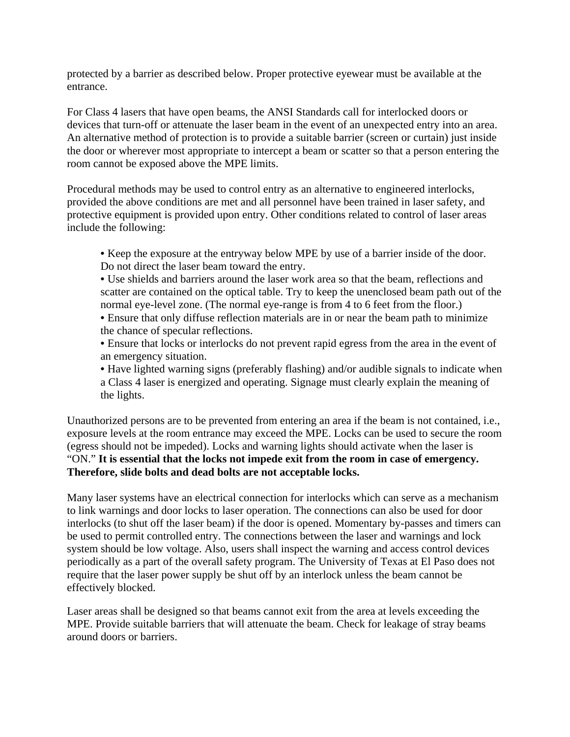protected by a barrier as described below. Proper protective eyewear must be available at the entrance.

For Class 4 lasers that have open beams, the ANSI Standards call for interlocked doors or devices that turn-off or attenuate the laser beam in the event of an unexpected entry into an area. An alternative method of protection is to provide a suitable barrier (screen or curtain) just inside the door or wherever most appropriate to intercept a beam or scatter so that a person entering the room cannot be exposed above the MPE limits.

Procedural methods may be used to control entry as an alternative to engineered interlocks, provided the above conditions are met and all personnel have been trained in laser safety, and protective equipment is provided upon entry. Other conditions related to control of laser areas include the following:

- Keep the exposure at the entryway below MPE by use of a barrier inside of the door. Do not direct the laser beam toward the entry.
- Use shields and barriers around the laser work area so that the beam, reflections and scatter are contained on the optical table. Try to keep the unenclosed beam path out of the normal eye-level zone. (The normal eye-range is from 4 to 6 feet from the floor.)
- Ensure that only diffuse reflection materials are in or near the beam path to minimize the chance of specular reflections.
- Ensure that locks or interlocks do not prevent rapid egress from the area in the event of an emergency situation.
- Have lighted warning signs (preferably flashing) and/or audible signals to indicate when a Class 4 laser is energized and operating. Signage must clearly explain the meaning of the lights.

Unauthorized persons are to be prevented from entering an area if the beam is not contained, i.e., exposure levels at the room entrance may exceed the MPE. Locks can be used to secure the room (egress should not be impeded). Locks and warning lights should activate when the laser is "ON." **It is essential that the locks not impede exit from the room in case of emergency. Therefore, slide bolts and dead bolts are not acceptable locks.**

Many laser systems have an electrical connection for interlocks which can serve as a mechanism to link warnings and door locks to laser operation. The connections can also be used for door interlocks (to shut off the laser beam) if the door is opened. Momentary by-passes and timers can be used to permit controlled entry. The connections between the laser and warnings and lock system should be low voltage. Also, users shall inspect the warning and access control devices periodically as a part of the overall safety program. The University of Texas at El Paso does not require that the laser power supply be shut off by an interlock unless the beam cannot be effectively blocked.

Laser areas shall be designed so that beams cannot exit from the area at levels exceeding the MPE. Provide suitable barriers that will attenuate the beam. Check for leakage of stray beams around doors or barriers.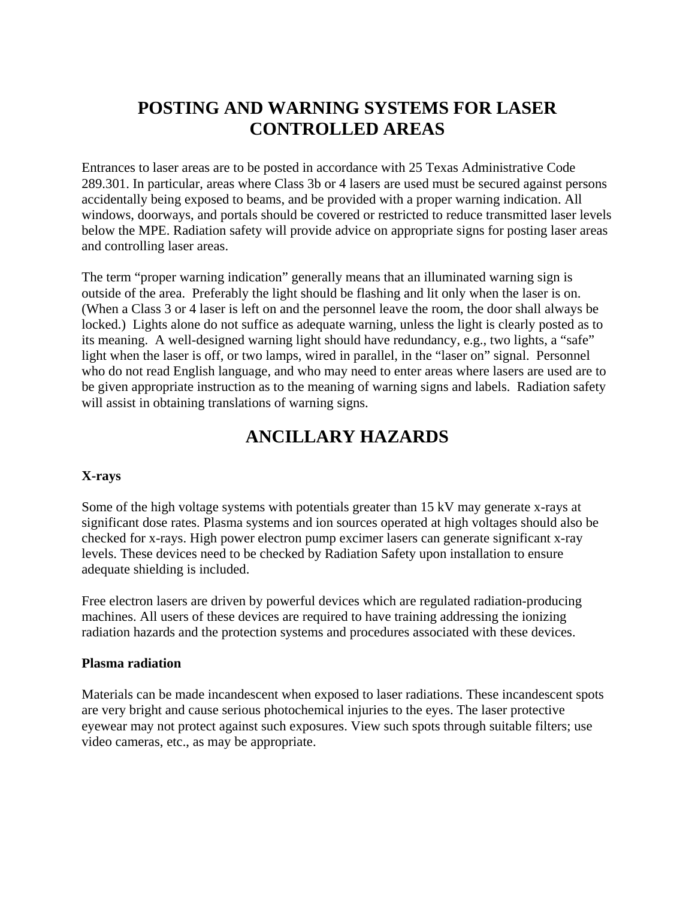# POSTING AND WARNING SYSTEMS FOR LASER CONTROLLED AREAS

Entrances to laser areas are to be posted in accordance with 25 Texas Administrative Code 289.301. In particular, areas where Class 3b or 4 lasers are used must be secured against persons accidentally being exposed to beams, and be provided with a proper warning indication. All windows, doorways, and portals should be covered or restricted to reduce transmitted laser levels below the MPE. Radiation safety will provide advice on appropriate signs for posting laser areas and controlling laser areas.

The term "proper warning indication" generally means that an illuminated warning sign is outside of the area. Preferably the light should be flashing and lit only when the laser is on. (When a Class 3 or 4 laser is left on and the personnel leave the room, the door shall always be locked.) Lights alone do not suffice as adequate warning, unless the light is clearly posted as to its meaning. A well-designed warning light should have redundancy, e.g., two lights, a "safe" light when the laser is off, or two lamps, wired in parallel, in the "laser on" signal. Personnel who do not read English language, and who may need to enter areas where lasers are used are to be given appropriate instruction as to the meaning of warning signs and labels. Radiation safety will assist in obtaining translations of warning signs.

# ANCILLARY HAZARDS

**X-rays**

Some of the high voltage systems with potentials greater than 15 kV may generate x-rays at significant dose rates. Plasma systems and ion sources operated at high voltages should also be checked for x-rays. High power electron pump excimer lasers can generate significant x-ray levels. These devices need to be checked by Radiation Safety upon installation to ensure adequate shielding is included.

Free electron lasers are driven by powerful devices which are regulated radiation-producing machines. All users of these devices are required to have training addressing the ionizing radiation hazards and the protection systems and procedures associated with these devices.

**Plasma radiation**

Materials can be made incandescent when exposed to laser radiations. These incandescent spots are very bright and cause serious photochemical injuries to the eyes. The laser protective eyewear may not protect against such exposures. View such spots through suitable filters; use video cameras, etc., as may be appropriate.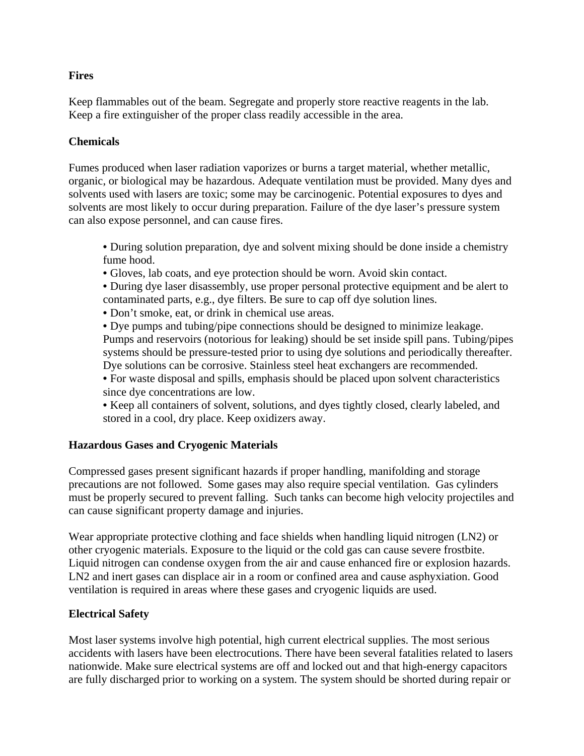**Fires**

Keep flammables out of the beam. Segregate and properly store reactive reagents in the lab. Keep a fire extinguisher of the proper class readily accessible in the area.

**Chemicals**

Fumes produced when laser radiation vaporizes or burns a target material, whether metallic, organic, or biological may be hazardous. Adequate ventilation must be provided. Many dyes and solvents used with lasers are toxic; some may be carcinogenic. Potential exposures to dyes and solvents are most likely to occur during preparation. Failure of the dye laser's pressure system can also expose personnel, and can cause fires.

- During solution preparation, dye and solvent mixing should be done inside a chemistry fume hood.
- Gloves, lab coats, and eye protection should be worn. Avoid skin contact.
- During dye laser disassembly, use proper personal protective equipment and be alert to contaminated parts, e.g., dye filters. Be sure to cap off dye solution lines.
- Don't smoke, eat, or drink in chemical use areas.
- Dye pumps and tubing/pipe connections should be designed to minimize leakage. Pumps and reservoirs (notorious for leaking) should be set inside spill pans. Tubing/pipes systems should be pressure-tested prior to using dye solutions and periodically thereafter. Dye solutions can be corrosive. Stainless steel heat exchangers are recommended.
- For waste disposal and spills, emphasis should be placed upon solvent characteristics since dye concentrations are low.
- Keep all containers of solvent, solutions, and dyes tightly closed, clearly labeled, and stored in a cool, dry place. Keep oxidizers away.

**Hazardous Gases and Cryogenic Materials**

Compressed gases present significant hazards if proper handling, manifolding and storage precautions are not followed. Some gases may also require special ventilation. Gas cylinders must be properly secured to prevent falling. Such tanks can become high velocity projectiles and can cause significant property damage and injuries.

Wear appropriate protective clothing and face shields when handling liquid nitrogen (LN2) or other cryogenic materials. Exposure to the liquid or the cold gas can cause severe frostbite. Liquid nitrogen can condense oxygen from the air and cause enhanced fire or explosion hazards. LN2 and inert gases can displace air in a room or confined area and cause asphyxiation. Good ventilation is required in areas where these gases and cryogenic liquids are used.

**Electrical Safety**

Most laser systems involve high potential, high current electrical supplies. The most serious accidents with lasers have been electrocutions. There have been several fatalities related to lasers nationwide. Make sure electrical systems are off and locked out and that high-energy capacitors are fully discharged prior to working on a system. The system should be shorted during repair or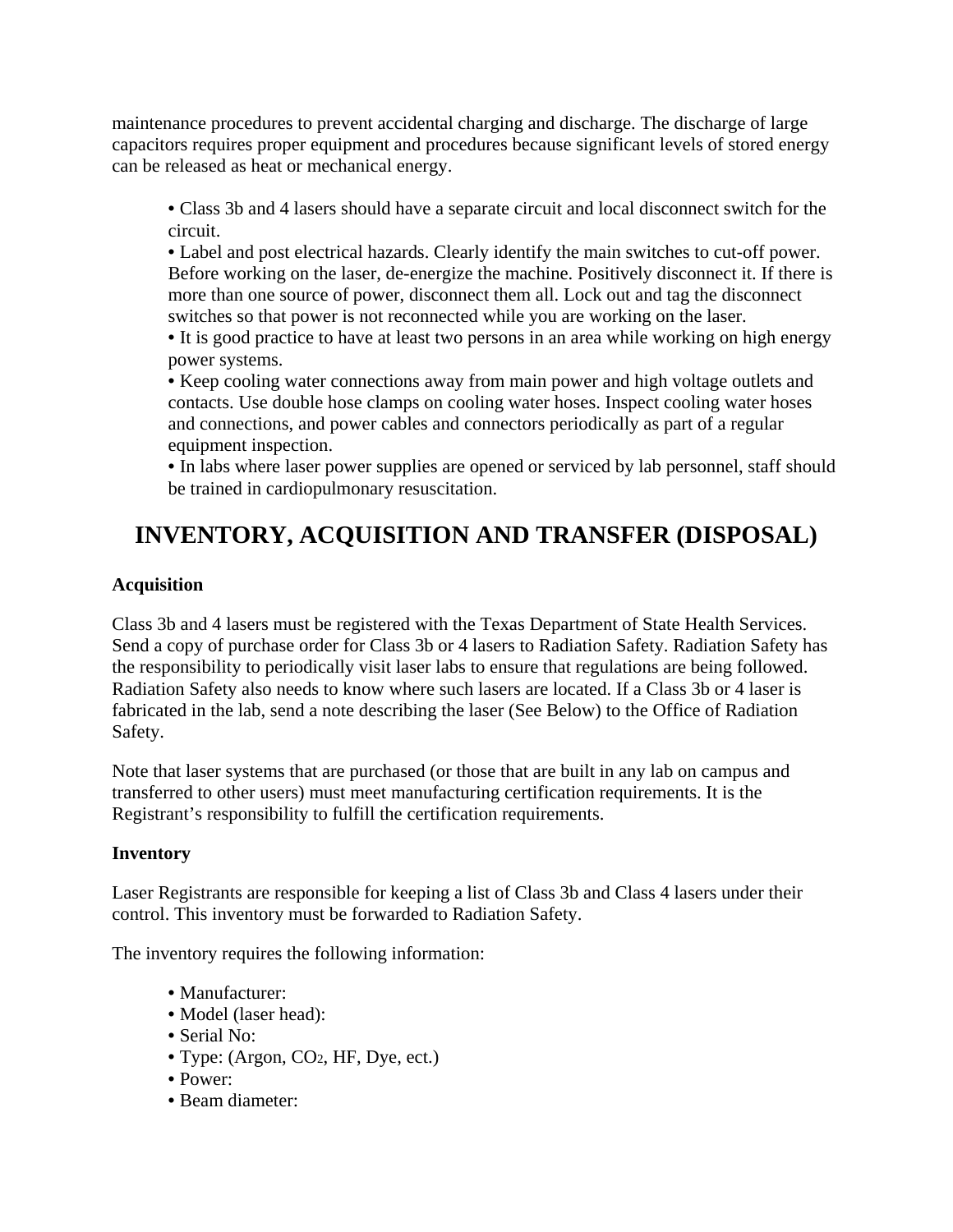maintenance procedures to prevent accidental charging and discharge. The discharge of large capacitors requires proper equipment and procedures because significant levels of stored energy can be released as heat or mechanical energy.

- Class 3b and 4 lasers should have a separate circuit and local disconnect switch for the circuit.
- Label and post electrical hazards. Clearly identify the main switches to cut-off power. Before working on the laser, de-energize the machine. Positively disconnect it. If there is more than one source of power, disconnect them all. Lock out and tag the disconnect switches so that power is not reconnected while you are working on the laser.
- It is good practice to have at least two persons in an area while working on high energy power systems.
- Keep cooling water connections away from main power and high voltage outlets and contacts. Use double hose clamps on cooling water hoses. Inspect cooling water hoses and connections, and power cables and connectors periodically as part of a regular equipment inspection.
- In labs where laser power supplies are opened or serviced by lab personnel, staff should be trained in cardiopulmonary resuscitation.

# INVENTORY, ACQUISITION AND TRANSFER (DISPOSAL)

**Acquisition**

Class 3b and 4 lasers must be registered with the Texas Department of State Health Services. Send a copy of purchase order for Class 3b or 4 lasers to Radiation Safety. Radiation Safety has the responsibility to periodically visit laser labs to ensure that regulations are being followed. Radiation Safety also needs to know where such lasers are located. If a Class 3b or 4 laser is fabricated in the lab, send a note describing the laser (See Below) to the Office of Radiation Safety.

Note that laser systems that are purchased (or those that are built in any lab on campus and transferred to other users) must meet manufacturing certification requirements. It is the Registrant's responsibility to fulfill the certification requirements.

**Inventory**

Laser Registrants are responsible for keeping a list of Class 3b and Class 4 lasers under their control. This inventory must be forwarded to Radiation Safety.

The inventory requires the following information:

- Manufacturer:
- Model (laser head):
- Serial No:
- Type: (Argon, $CO_2$, HF, Dye, ect.)
- Power:
- Beam diameter: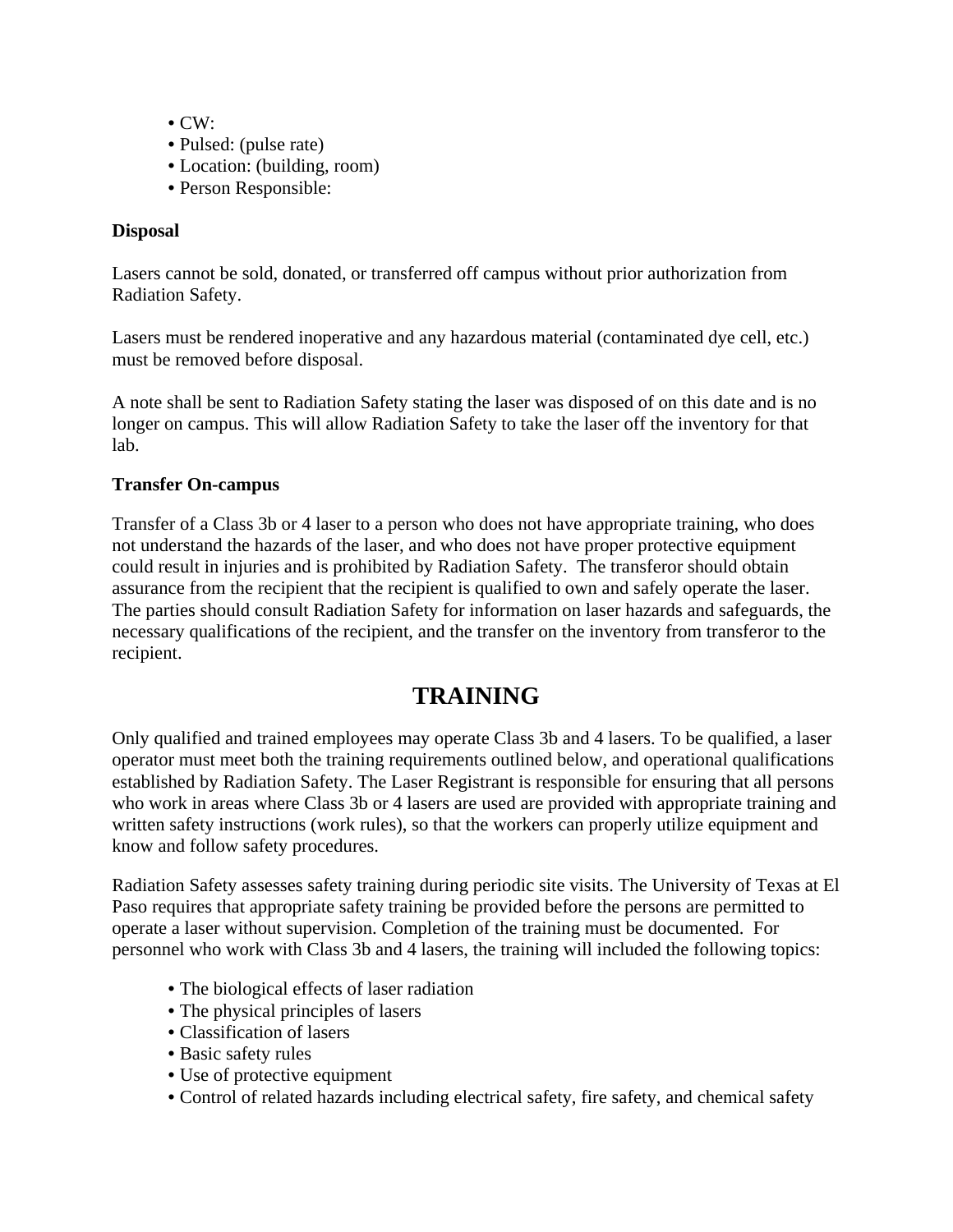- CW:
- Pulsed: (pulse rate)
- Location: (building, room)
- Person Responsible:

**Disposal**

Lasers cannot be sold, donated, or transferred off campus without prior authorization from Radiation Safety.

Lasers must be rendered inoperative and any hazardous material (contaminated dye cell, etc.) must be removed before disposal.

A note shall be sent to Radiation Safety stating the laser was disposed of on this date and is no longer on campus. This will allow Radiation Safety to take the laser off the inventory for that lab.

**Transfer On-campus**

Transfer of a Class 3b or 4 laser to a person who does not have appropriate training, who does not understand the hazards of the laser, and who does not have proper protective equipment could result in injuries and is prohibited by Radiation Safety. The transferor should obtain assurance from the recipient that the recipient is qualified to own and safely operate the laser. The parties should consult Radiation Safety for information on laser hazards and safeguards, the necessary qualifications of the recipient, and the transfer on the inventory from transferor to the recipient.

# TRAINING

Only qualified and trained employees may operate Class 3b and 4 lasers. To be qualified, a laser operator must meet both the training requirements outlined below, and operational qualifications established by Radiation Safety. The Laser Registrant is responsible for ensuring that all persons who work in areas where Class 3b or 4 lasers are used are provided with appropriate training and written safety instructions (work rules), so that the workers can properly utilize equipment and know and follow safety procedures.

Radiation Safety assesses safety training during periodic site visits. The University of Texas at El Paso requires that appropriate safety training be provided before the persons are permitted to operate a laser without supervision. Completion of the training must be documented. For personnel who work with Class 3b and 4 lasers, the training will included the following topics:

- The biological effects of laser radiation
- The physical principles of lasers
- Classification of lasers
- Basic safety rules
- Use of protective equipment
- Control of related hazards including electrical safety, fire safety, and chemical safety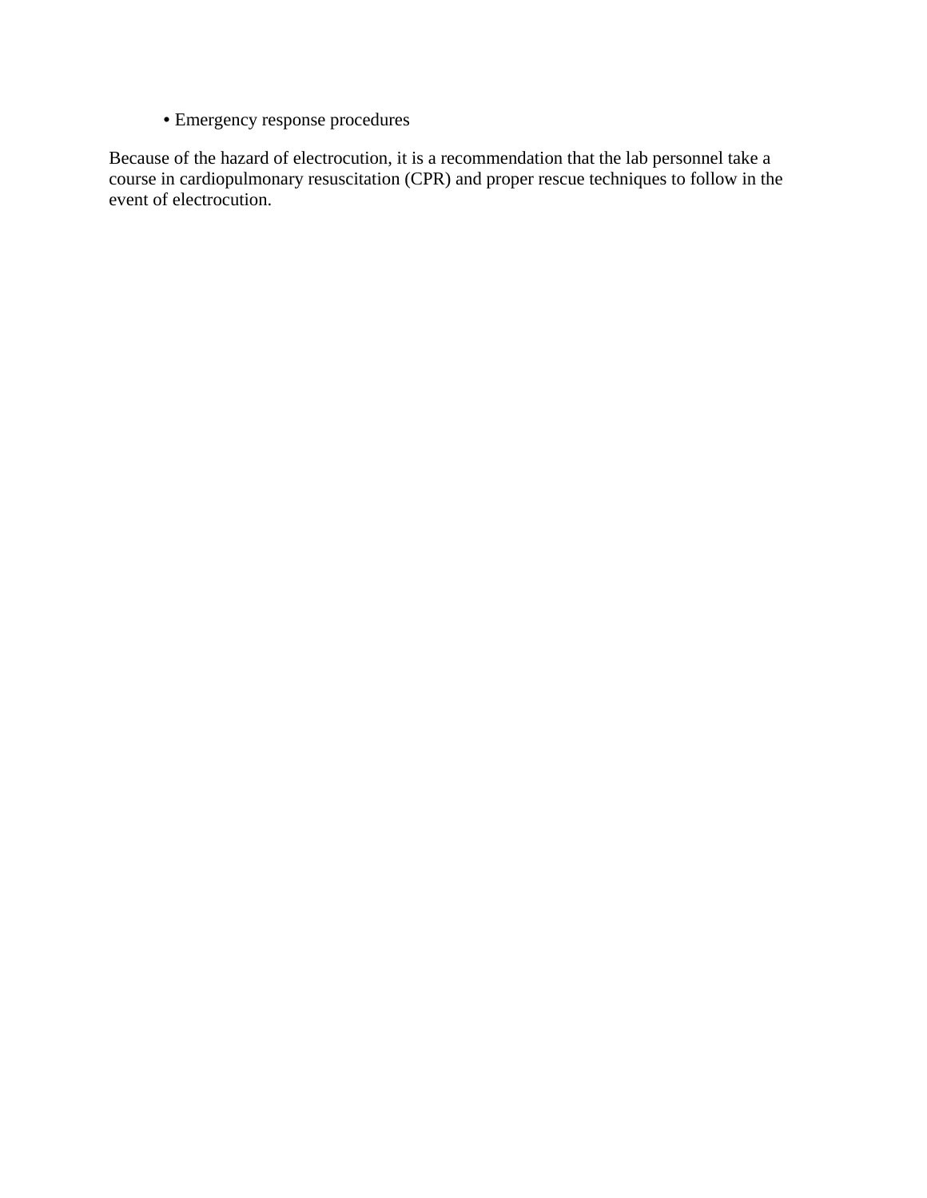- Emergency response procedures

Because of the hazard of electrocution, it is a recommendation that the lab personnel take a course in cardiopulmonary resuscitation (CPR) and proper rescue techniques to follow in the event of electrocution.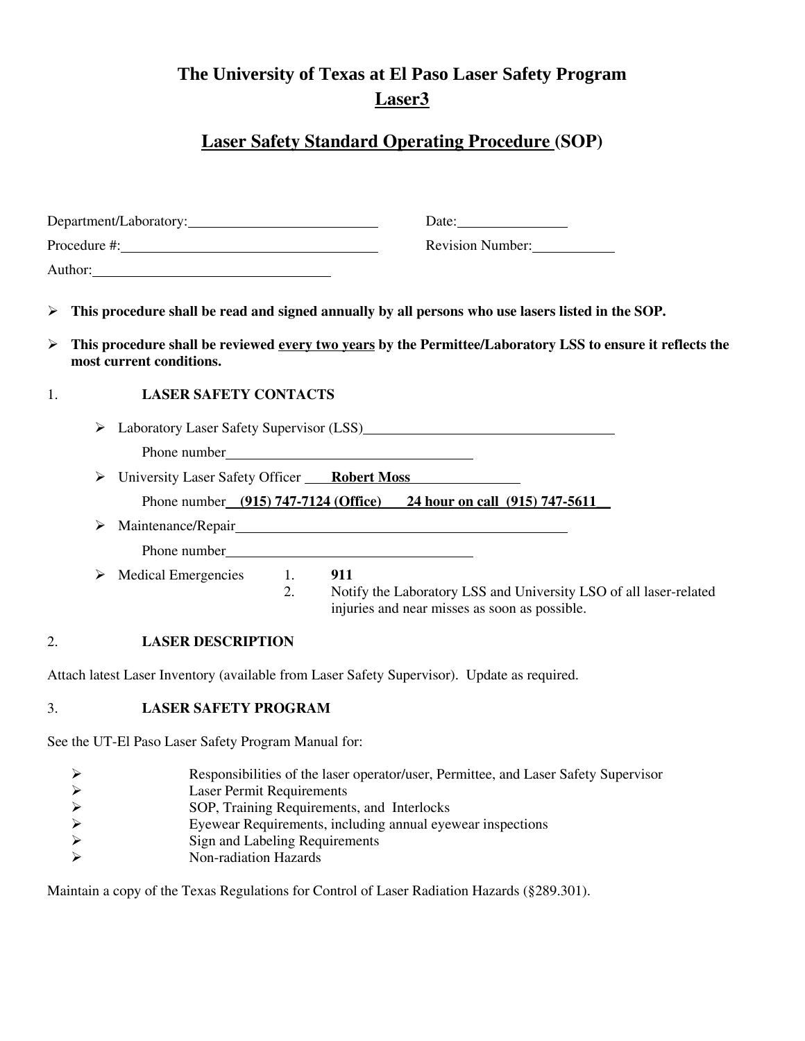# The University of Texas at El Paso Laser Safety Program

## Laser3

## Laser Safety Standard Operating Procedure (SOP)

Department/Laboratory:\_\_\_\_\_\_\_\_\_\_\_\_\_\_\_\_\_\_\_\_\_\_\_\_\_\_ Date:\_\_\_\_\_\_\_\_\_\_\_\_\_\_\_

Procedure #:\_\_\_\_\_\_\_\_\_\_\_\_\_\_\_\_\_\_\_\_\_\_\_\_\_\_\_\_\_\_\_\_\_\_\_ Revision Number:\_\_\_\_\_\_\_\_\_\_\_

Author:\_\_\_\_\_\_\_\_\_\_\_\_\_\_\_\_\_\_\_\_\_\_\_\_\_\_\_\_\_\_\_\_\_

- **This procedure shall be read and signed annually by all persons who use lasers listed in the SOP.**
- **This procedure shall be reviewed <u>every two years</u> by the Permittee/Laboratory LSS to ensure it reflects the most current conditions.**

1. **LASER SAFETY CONTACTS**

- Laboratory Laser Safety Supervisor (LSS)\_\_\_\_\_\_\_\_\_\_\_\_\_\_\_\_\_\_\_\_\_\_\_\_\_\_\_\_\_\_\_\_\_\_\_

  Phone number\_\_\_\_\_\_\_\_\_\_\_\_\_\_\_\_\_\_\_\_\_\_\_\_\_\_\_\_\_\_\_\_\_\_\_
- University Laser Safety Officer **Robert Moss**

  Phone number **(915) 747-7124 (Office) 24 hour on call (915) 747-5611**
- Maintenance/Repair\_\_\_\_\_\_\_\_\_\_\_\_\_\_\_\_\_\_\_\_\_\_\_\_\_\_\_\_\_\_\_\_\_\_\_\_\_\_\_\_\_\_\_\_\_\_\_

  Phone number\_\_\_\_\_\_\_\_\_\_\_\_\_\_\_\_\_\_\_\_\_\_\_\_\_\_\_\_\_\_\_\_\_\_\_
- Medical Emergencies
  1. **911**
  2. Notify the Laboratory LSS and University LSO of all laser-related injuries and near misses as soon as possible.

2. **LASER DESCRIPTION**

Attach latest Laser Inventory (available from Laser Safety Supervisor). Update as required.

3. **LASER SAFETY PROGRAM**

See the UT-El Paso Laser Safety Program Manual for:

- Responsibilities of the laser operator/user, Permittee, and Laser Safety Supervisor
- Laser Permit Requirements
- SOP, Training Requirements, and Interlocks
- Eyewear Requirements, including annual eyewear inspections
- Sign and Labeling Requirements
- Non-radiation Hazards

Maintain a copy of the Texas Regulations for Control of Laser Radiation Hazards (§289.301).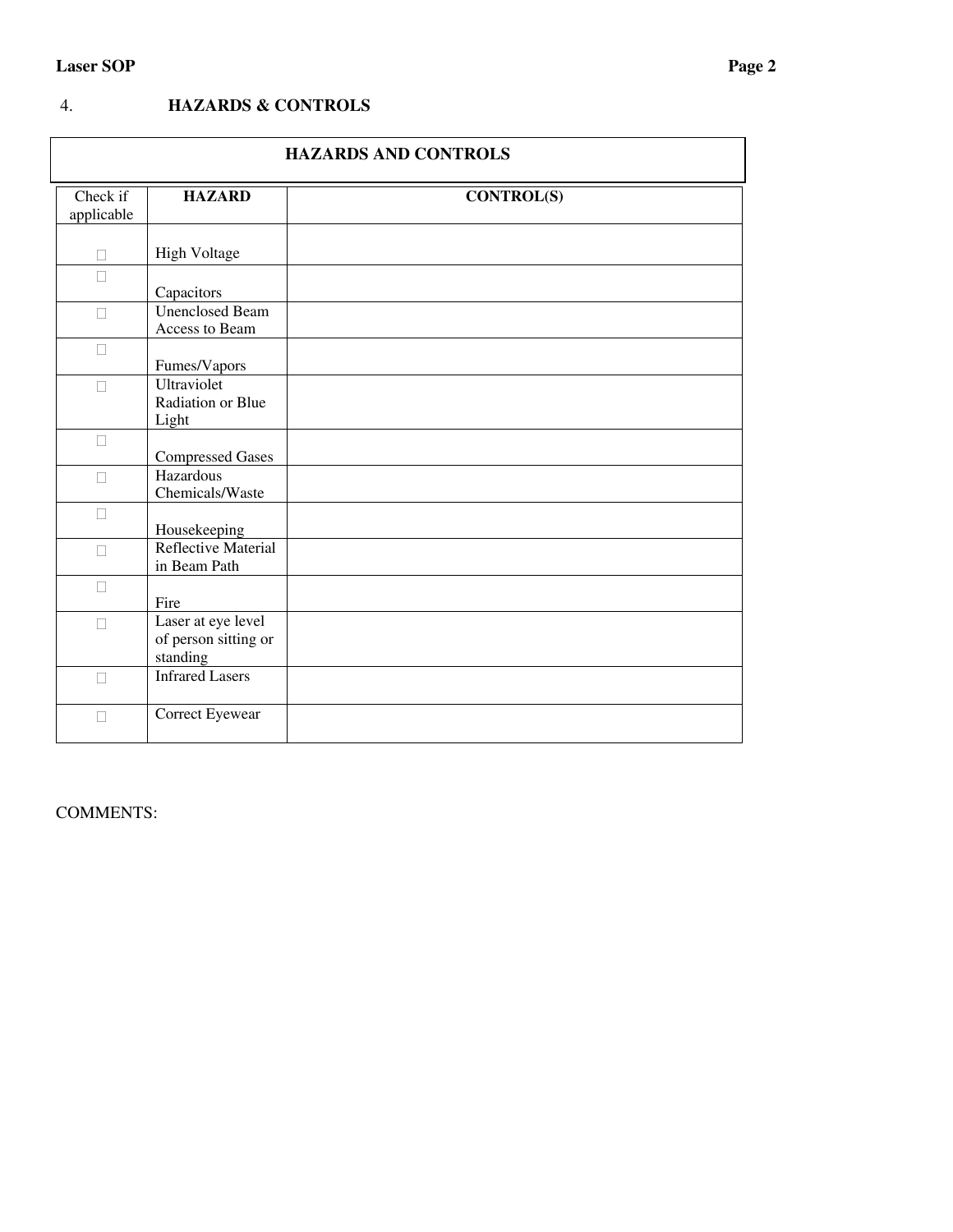## 4. HAZARDS & CONTROLS

| HAZARDS AND CONTROLS | | |
|---|---|---|
| Check if applicable | HAZARD | CONTROL(S) |
| ☐ | High Voltage | |
| ☐ | Capacitors | |
| ☐ | Unenclosed Beam Access to Beam | |
| ☐ | Fumes/Vapors | |
| ☐ | Ultraviolet Radiation or Blue Light | |
| ☐ | Compressed Gases | |
| ☐ | Hazardous Chemicals/Waste | |
| ☐ | Housekeeping | |
| ☐ | Reflective Material in Beam Path | |
| ☐ | Fire | |
| ☐ | Laser at eye level of person sitting or standing | |
| ☐ | Infrared Lasers | |
| ☐ | Correct Eyewear | |

COMMENTS: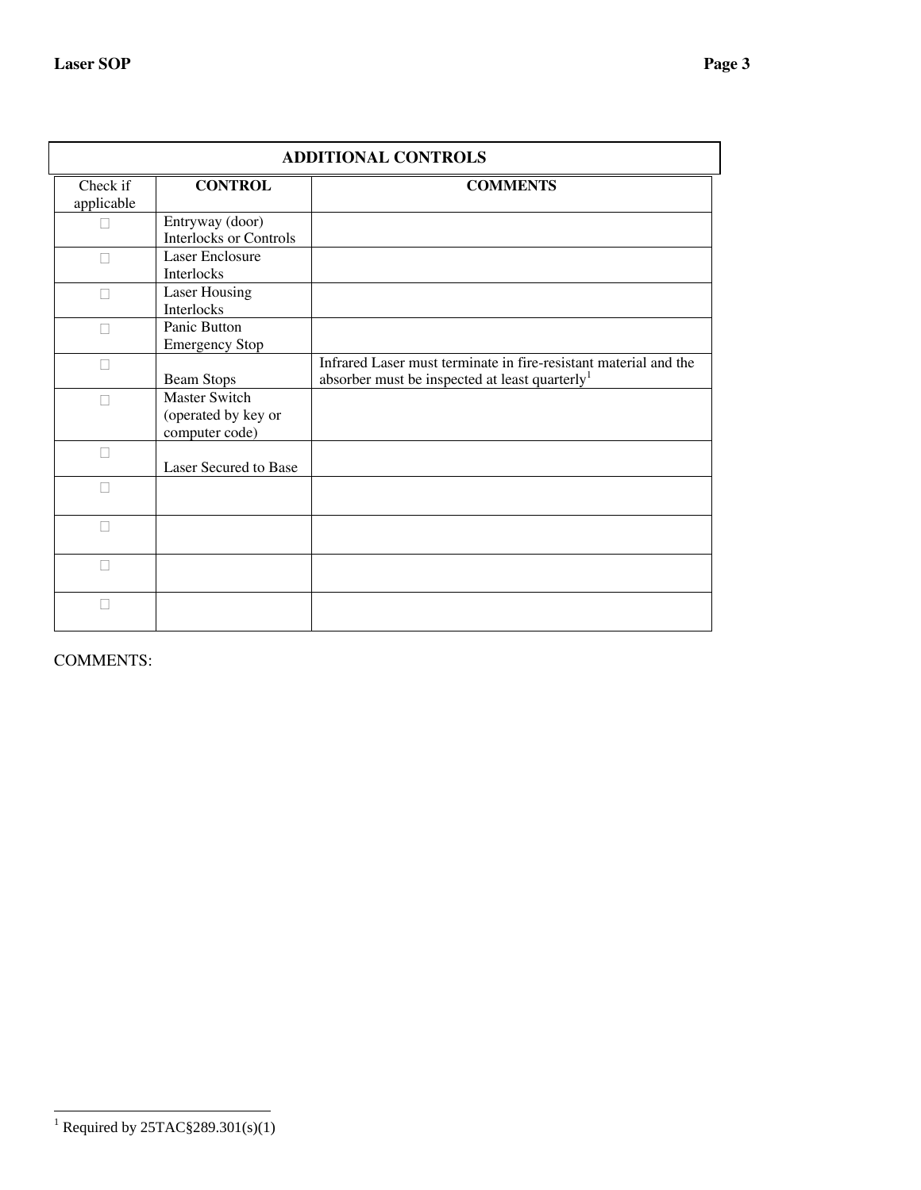| ADDITIONAL CONTROLS | | |
|---|---|---|
| Check if applicable | CONTROL | COMMENTS |
| ☐ | Entryway (door) Interlocks or Controls | |
| ☐ | Laser Enclosure Interlocks | |
| ☐ | Laser Housing Interlocks | |
| ☐ | Panic Button Emergency Stop | |
| ☐ | Beam Stops | Infrared Laser must terminate in fire-resistant material and the absorber must be inspected at least quarterly[1] |
| ☐ | Master Switch (operated by key or computer code) | |
| ☐ | Laser Secured to Base | |
| ☐ | | |
| ☐ | | |
| ☐ | | |
| ☐ | | |

COMMENTS:

[1] Required by 25TAC§289.301(s)(1)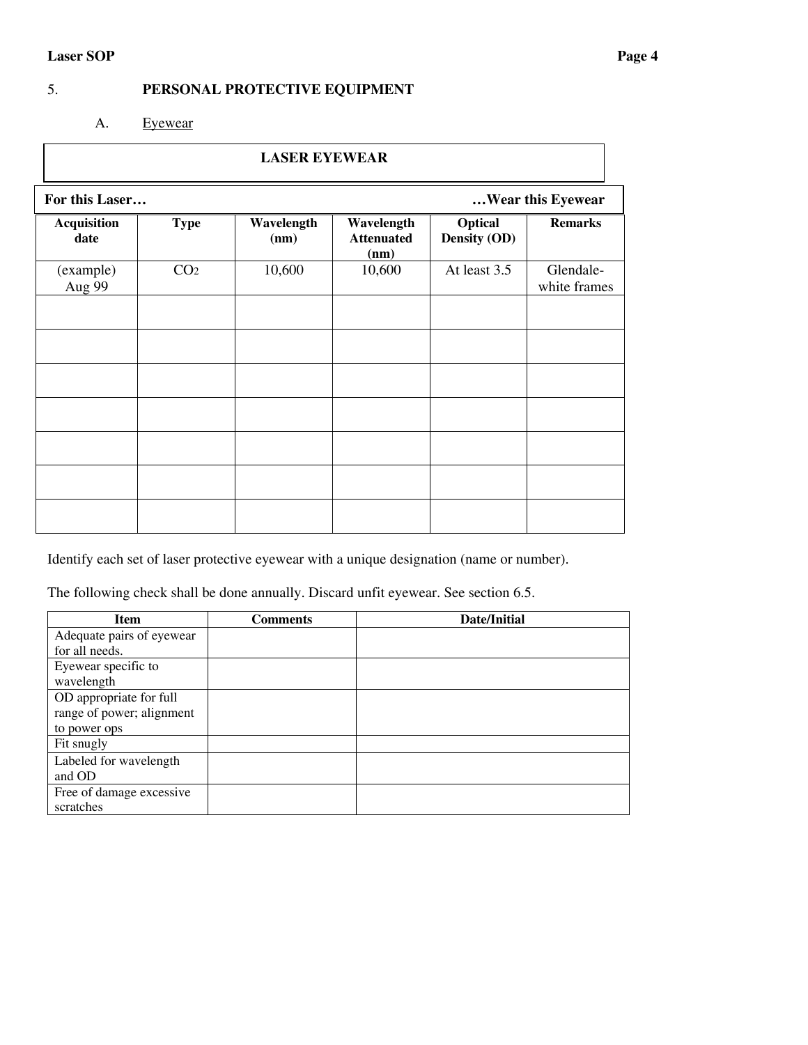## 5. PERSONAL PROTECTIVE EQUIPMENT

### A. Eyewear

| LASER EYEWEAR | | | | | |
|---|---|---|---|---|---|
| **For this Laser…** | | | | | **…Wear this Eyewear** |
| **Acquisition date** | **Type** | **Wavelength (nm)** | **Wavelength Attenuated (nm)** | **Optical Density (OD)** | **Remarks** |
| (example) Aug 99 | $CO_2$ | 10,600 | 10,600 | At least 3.5 | Glendale-white frames |
| | | | | | |
| | | | | | |
| | | | | | |
| | | | | | |
| | | | | | |
| | | | | | |
| | | | | | |

Identify each set of laser protective eyewear with a unique designation (name or number).

The following check shall be done annually. Discard unfit eyewear. See section 6.5.

| Item | Comments | Date/Initial |
|---|---|---|
| Adequate pairs of eyewear for all needs. | | |
| Eyewear specific to wavelength | | |
| OD appropriate for full range of power; alignment to power ops | | |
| Fit snugly | | |
| Labeled for wavelength and OD | | |
| Free of damage excessive scratches | | |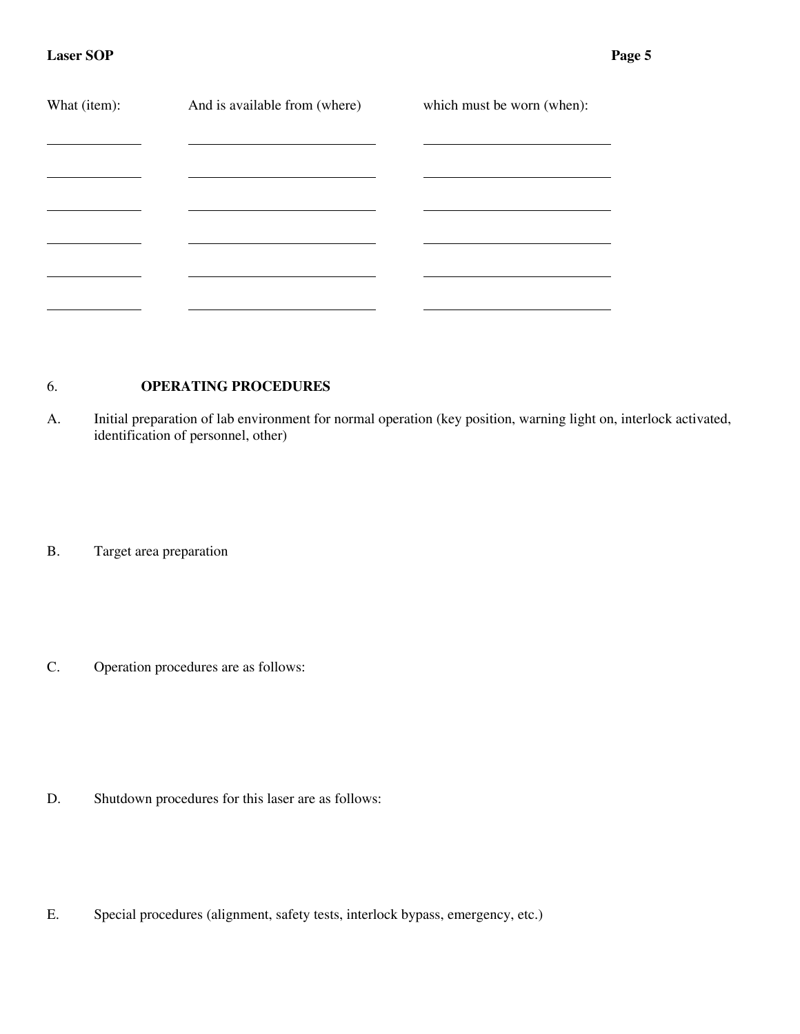| What (item): | And is available from (where) | which must be worn (when): |
|---|---|---|
| | | |
| | | |
| | | |
| | | |
| | | |
| | | |

## 6. OPERATING PROCEDURES

A. Initial preparation of lab environment for normal operation (key position, warning light on, interlock activated, identification of personnel, other)

B. Target area preparation

C. Operation procedures are as follows:

D. Shutdown procedures for this laser are as follows:

E. Special procedures (alignment, safety tests, interlock bypass, emergency, etc.)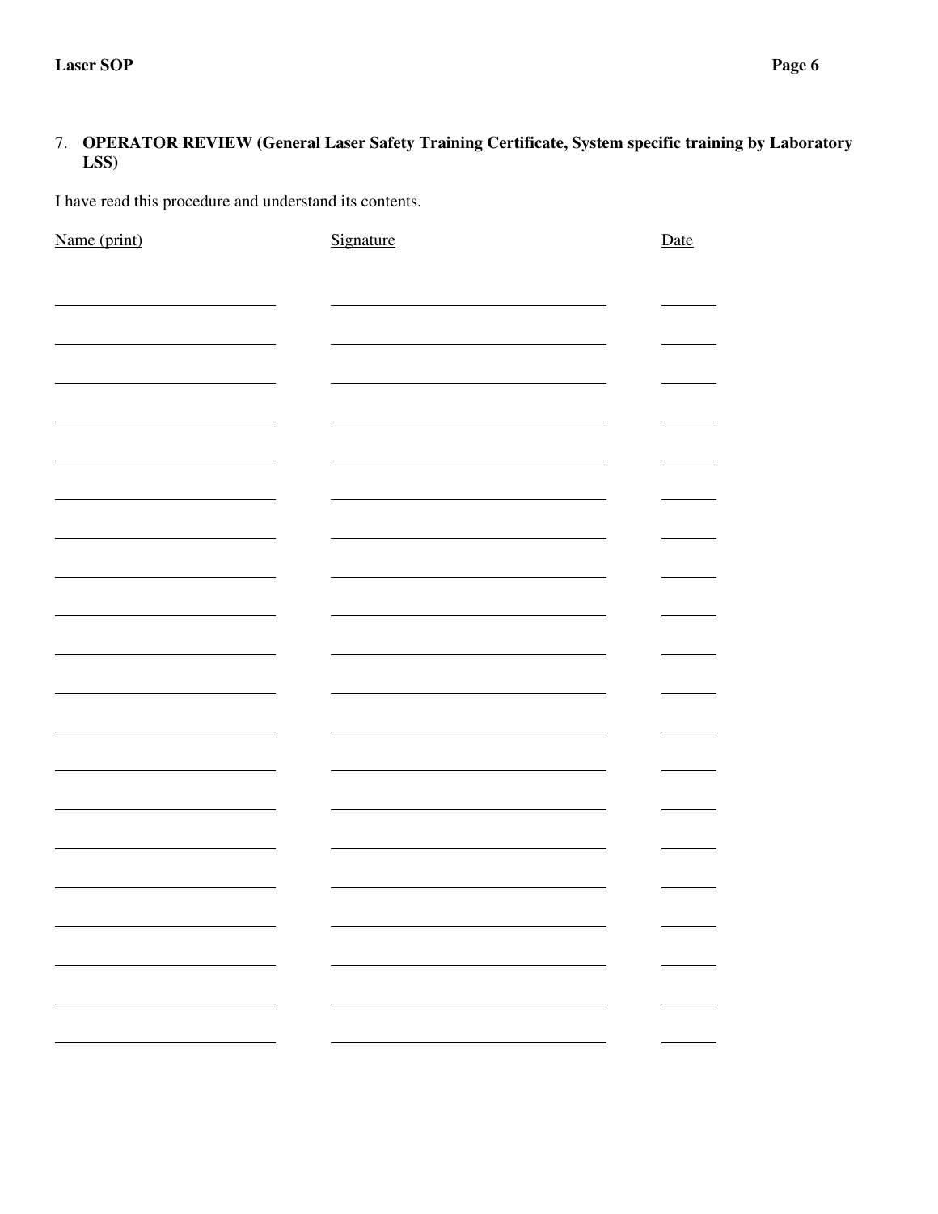## 7. OPERATOR REVIEW (General Laser Safety Training Certificate, System specific training by Laboratory LSS)

I have read this procedure and understand its contents.

| Name (print) | Signature | Date |
|---|---|---|
| | | |
| | | |
| | | |
| | | |
| | | |
| | | |
| | | |
| | | |
| | | |
| | | |
| | | |
| | | |
| | | |
| | | |
| | | |
| | | |
| | | |
| | | |
| | | |
| | | |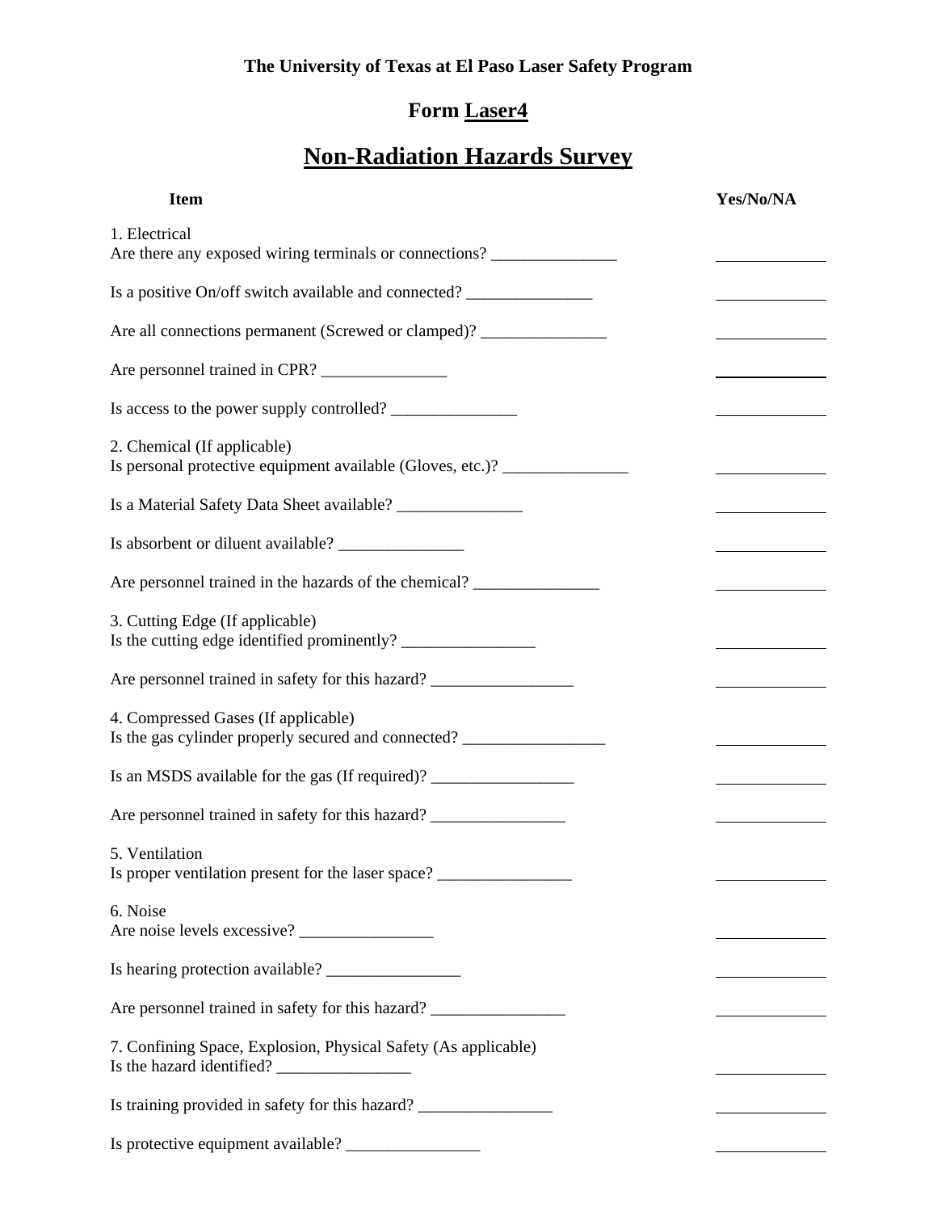**The University of Texas at El Paso Laser Safety Program**

# Form Laser4

# Non-Radiation Hazards Survey

| Item | Yes/No/NA |
|---|---|
| 1. Electrical<br>Are there any exposed wiring terminals or connections? _______________ | ____________ |
| Is a positive On/off switch available and connected? _______________ | ____________ |
| Are all connections permanent (Screwed or clamped)? _______________ | ____________ |
| Are personnel trained in CPR? _______________ | ____________ |
| Is access to the power supply controlled? _______________ | ____________ |
| 2. Chemical (If applicable)<br>Is personal protective equipment available (Gloves, etc.)? _______________ | ____________ |
| Is a Material Safety Data Sheet available? _______________ | ____________ |
| Is absorbent or diluent available? _______________ | ____________ |
| Are personnel trained in the hazards of the chemical? _______________ | ____________ |
| 3. Cutting Edge (If applicable)<br>Is the cutting edge identified prominently? ________________ | ____________ |
| Are personnel trained in safety for this hazard? _________________ | ____________ |
| 4. Compressed Gases (If applicable)<br>Is the gas cylinder properly secured and connected? _________________ | ____________ |
| Is an MSDS available for the gas (If required)? _________________ | ____________ |
| Are personnel trained in safety for this hazard? ________________ | ____________ |
| 5. Ventilation<br>Is proper ventilation present for the laser space? ________________ | ____________ |
| 6. Noise<br>Are noise levels excessive? ________________ | ____________ |
| Is hearing protection available? ________________ | ____________ |
| Are personnel trained in safety for this hazard? ________________ | ____________ |
| 7. Confining Space, Explosion, Physical Safety (As applicable)<br>Is the hazard identified? ________________ | ____________ |
| Is training provided in safety for this hazard? ________________ | ____________ |
| Is protective equipment available? ________________ | ____________ |